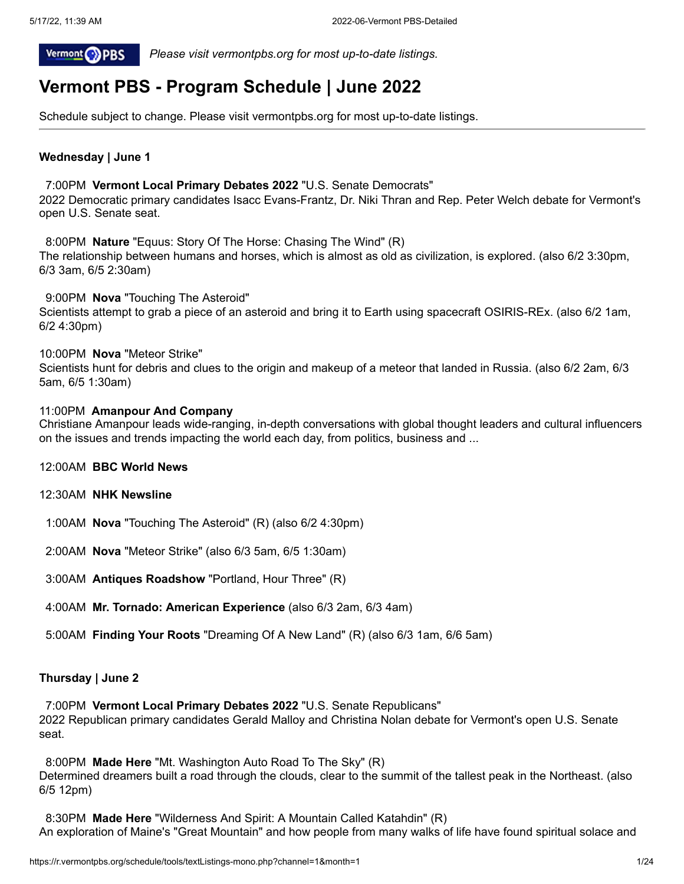Please visit vermontpbs.org for most up-to-date listings.

# Vermont PBS - Program Schedule | June 2022

Schedule subject to change. Please visit vermontpbs.org for most up-to-date listings.

---

**Wednesday | June 1**

7:00PM **Vermont Local Primary Debates 2022** "U.S. Senate Democrats"
2022 Democratic primary candidates Isacc Evans-Frantz, Dr. Niki Thran and Rep. Peter Welch debate for Vermont's open U.S. Senate seat.

8:00PM **Nature** "Equus: Story Of The Horse: Chasing The Wind" (R)
The relationship between humans and horses, which is almost as old as civilization, is explored. (also 6/2 3:30pm, 6/3 3am, 6/5 2:30am)

9:00PM **Nova** "Touching The Asteroid"
Scientists attempt to grab a piece of an asteroid and bring it to Earth using spacecraft OSIRIS-REx. (also 6/2 1am, 6/2 4:30pm)

10:00PM **Nova** "Meteor Strike"
Scientists hunt for debris and clues to the origin and makeup of a meteor that landed in Russia. (also 6/2 2am, 6/3 5am, 6/5 1:30am)

11:00PM **Amanpour And Company**
Christiane Amanpour leads wide-ranging, in-depth conversations with global thought leaders and cultural influencers on the issues and trends impacting the world each day, from politics, business and ...

12:00AM **BBC World News**

12:30AM **NHK Newsline**

1:00AM **Nova** "Touching The Asteroid" (R) (also 6/2 4:30pm)

2:00AM **Nova** "Meteor Strike" (also 6/3 5am, 6/5 1:30am)

3:00AM **Antiques Roadshow** "Portland, Hour Three" (R)

4:00AM **Mr. Tornado: American Experience** (also 6/3 2am, 6/3 4am)

5:00AM **Finding Your Roots** "Dreaming Of A New Land" (R) (also 6/3 1am, 6/6 5am)

**Thursday | June 2**

7:00PM **Vermont Local Primary Debates 2022** "U.S. Senate Republicans"
2022 Republican primary candidates Gerald Malloy and Christina Nolan debate for Vermont's open U.S. Senate seat.

8:00PM **Made Here** "Mt. Washington Auto Road To The Sky" (R)
Determined dreamers built a road through the clouds, clear to the summit of the tallest peak in the Northeast. (also 6/5 12pm)

8:30PM **Made Here** "Wilderness And Spirit: A Mountain Called Katahdin" (R)
An exploration of Maine's "Great Mountain" and how people from many walks of life have found spiritual solace and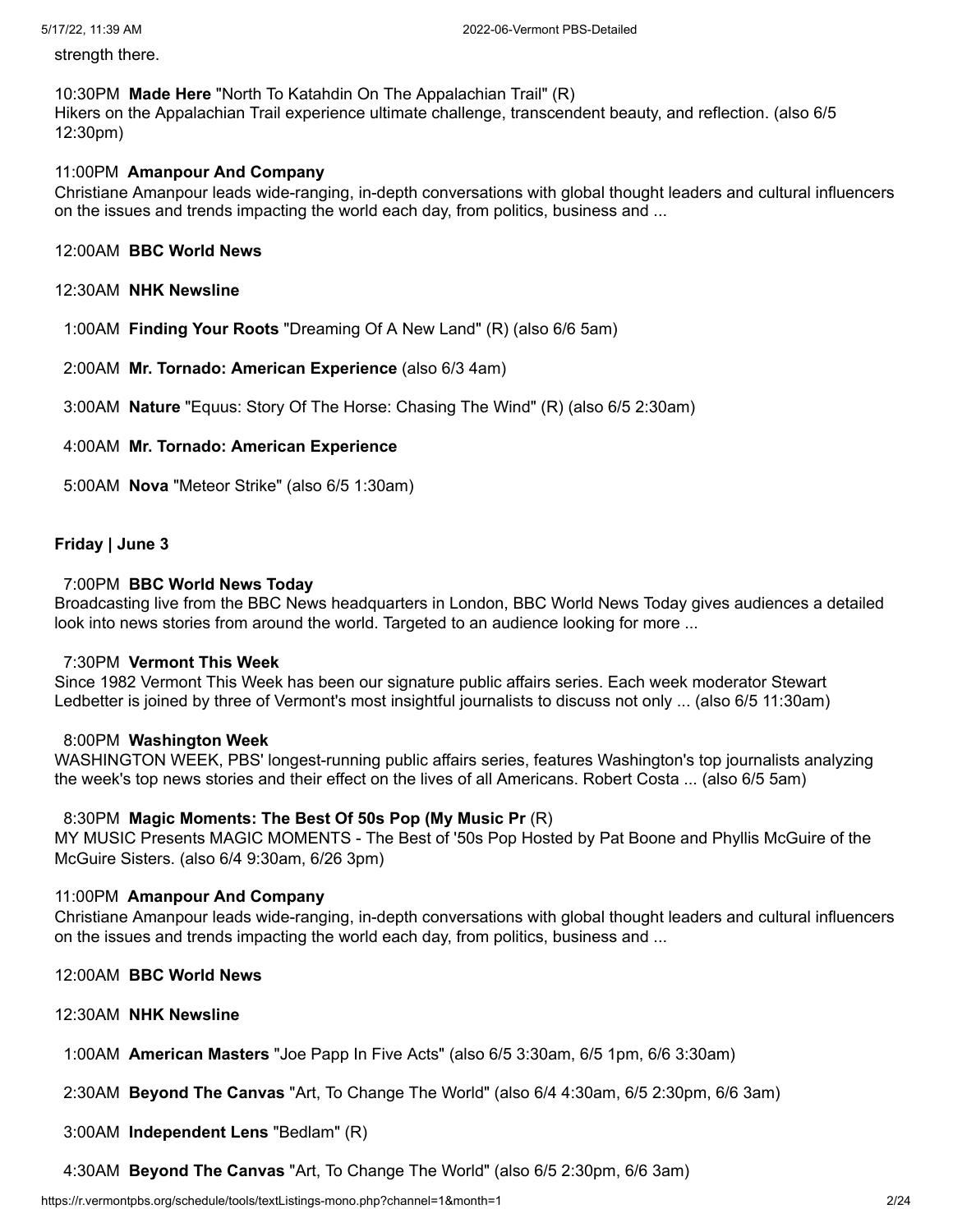strength there.

10:30PM **Made Here** "North To Katahdin On The Appalachian Trail" (R)
Hikers on the Appalachian Trail experience ultimate challenge, transcendent beauty, and reflection. (also 6/5 12:30pm)

11:00PM **Amanpour And Company**
Christiane Amanpour leads wide-ranging, in-depth conversations with global thought leaders and cultural influencers on the issues and trends impacting the world each day, from politics, business and ...

12:00AM **BBC World News**

12:30AM **NHK Newsline**

1:00AM **Finding Your Roots** "Dreaming Of A New Land" (R) (also 6/6 5am)

2:00AM **Mr. Tornado: American Experience** (also 6/3 4am)

3:00AM **Nature** "Equus: Story Of The Horse: Chasing The Wind" (R) (also 6/5 2:30am)

4:00AM **Mr. Tornado: American Experience**

5:00AM **Nova** "Meteor Strike" (also 6/5 1:30am)

**Friday | June 3**

7:00PM **BBC World News Today**
Broadcasting live from the BBC News headquarters in London, BBC World News Today gives audiences a detailed look into news stories from around the world. Targeted to an audience looking for more ...

7:30PM **Vermont This Week**
Since 1982 Vermont This Week has been our signature public affairs series. Each week moderator Stewart Ledbetter is joined by three of Vermont's most insightful journalists to discuss not only ... (also 6/5 11:30am)

8:00PM **Washington Week**
WASHINGTON WEEK, PBS' longest-running public affairs series, features Washington's top journalists analyzing the week's top news stories and their effect on the lives of all Americans. Robert Costa ... (also 6/5 5am)

8:30PM **Magic Moments: The Best Of 50s Pop (My Music Pr** (R)
MY MUSIC Presents MAGIC MOMENTS - The Best of '50s Pop Hosted by Pat Boone and Phyllis McGuire of the McGuire Sisters. (also 6/4 9:30am, 6/26 3pm)

11:00PM **Amanpour And Company**
Christiane Amanpour leads wide-ranging, in-depth conversations with global thought leaders and cultural influencers on the issues and trends impacting the world each day, from politics, business and ...

12:00AM **BBC World News**

12:30AM **NHK Newsline**

1:00AM **American Masters** "Joe Papp In Five Acts" (also 6/5 3:30am, 6/5 1pm, 6/6 3:30am)

2:30AM **Beyond The Canvas** "Art, To Change The World" (also 6/4 4:30am, 6/5 2:30pm, 6/6 3am)

3:00AM **Independent Lens** "Bedlam" (R)

4:30AM **Beyond The Canvas** "Art, To Change The World" (also 6/5 2:30pm, 6/6 3am)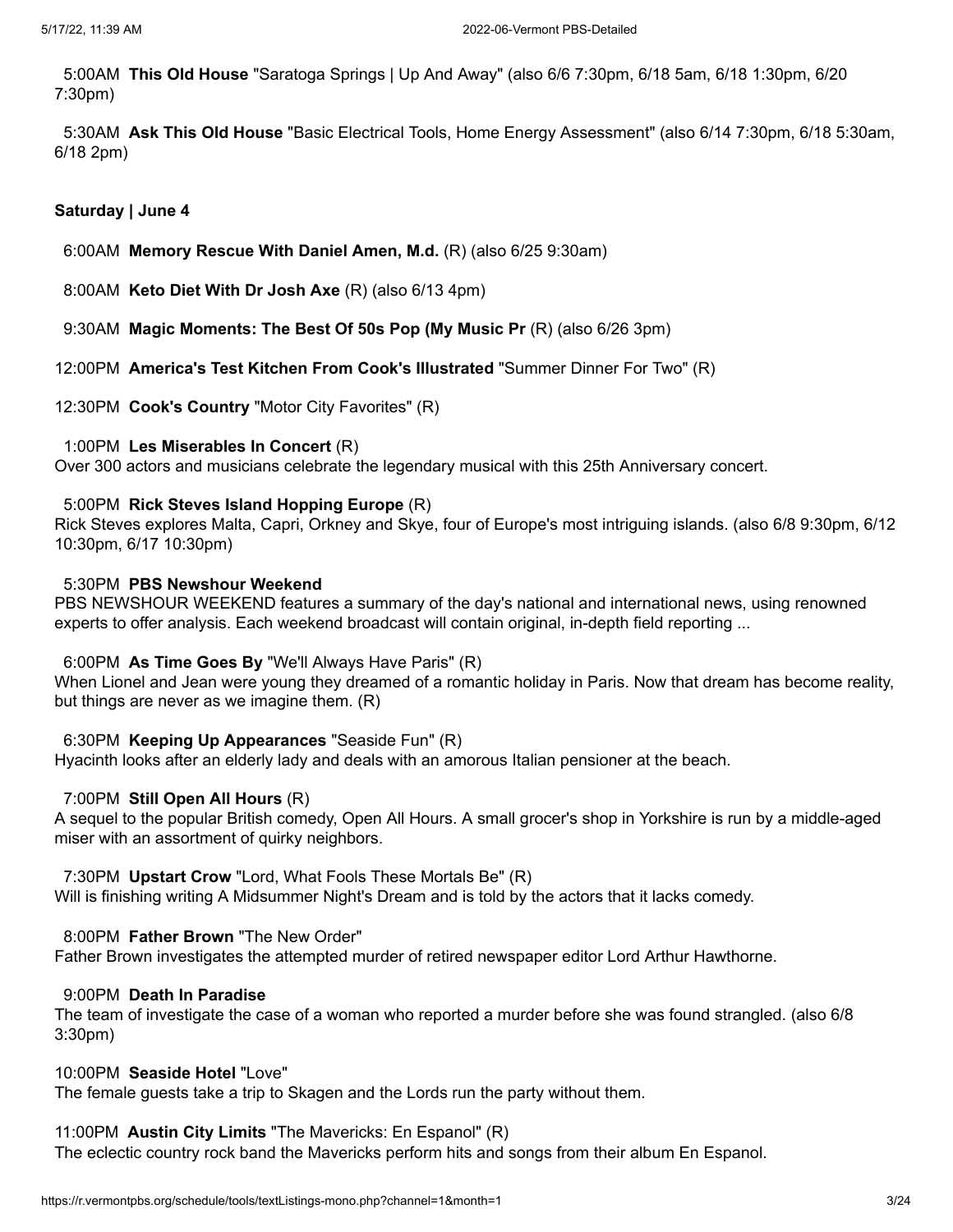5:00AM **This Old House** "Saratoga Springs | Up And Away" (also 6/6 7:30pm, 6/18 5am, 6/18 1:30pm, 6/20 7:30pm)

5:30AM **Ask This Old House** "Basic Electrical Tools, Home Energy Assessment" (also 6/14 7:30pm, 6/18 5:30am, 6/18 2pm)

**Saturday | June 4**

6:00AM **Memory Rescue With Daniel Amen, M.d.** (R) (also 6/25 9:30am)

8:00AM **Keto Diet With Dr Josh Axe** (R) (also 6/13 4pm)

9:30AM **Magic Moments: The Best Of 50s Pop (My Music Pr** (R) (also 6/26 3pm)

12:00PM **America's Test Kitchen From Cook's Illustrated** "Summer Dinner For Two" (R)

12:30PM **Cook's Country** "Motor City Favorites" (R)

1:00PM **Les Miserables In Concert** (R)
Over 300 actors and musicians celebrate the legendary musical with this 25th Anniversary concert.

5:00PM **Rick Steves Island Hopping Europe** (R)
Rick Steves explores Malta, Capri, Orkney and Skye, four of Europe's most intriguing islands. (also 6/8 9:30pm, 6/12 10:30pm, 6/17 10:30pm)

5:30PM **PBS Newshour Weekend**
PBS NEWSHOUR WEEKEND features a summary of the day's national and international news, using renowned experts to offer analysis. Each weekend broadcast will contain original, in-depth field reporting ...

6:00PM **As Time Goes By** "We'll Always Have Paris" (R)
When Lionel and Jean were young they dreamed of a romantic holiday in Paris. Now that dream has become reality, but things are never as we imagine them. (R)

6:30PM **Keeping Up Appearances** "Seaside Fun" (R)
Hyacinth looks after an elderly lady and deals with an amorous Italian pensioner at the beach.

7:00PM **Still Open All Hours** (R)
A sequel to the popular British comedy, Open All Hours. A small grocer's shop in Yorkshire is run by a middle-aged miser with an assortment of quirky neighbors.

7:30PM **Upstart Crow** "Lord, What Fools These Mortals Be" (R)
Will is finishing writing A Midsummer Night's Dream and is told by the actors that it lacks comedy.

8:00PM **Father Brown** "The New Order"
Father Brown investigates the attempted murder of retired newspaper editor Lord Arthur Hawthorne.

9:00PM **Death In Paradise**
The team of investigate the case of a woman who reported a murder before she was found strangled. (also 6/8 3:30pm)

10:00PM **Seaside Hotel** "Love"
The female guests take a trip to Skagen and the Lords run the party without them.

11:00PM **Austin City Limits** "The Mavericks: En Espanol" (R)
The eclectic country rock band the Mavericks perform hits and songs from their album En Espanol.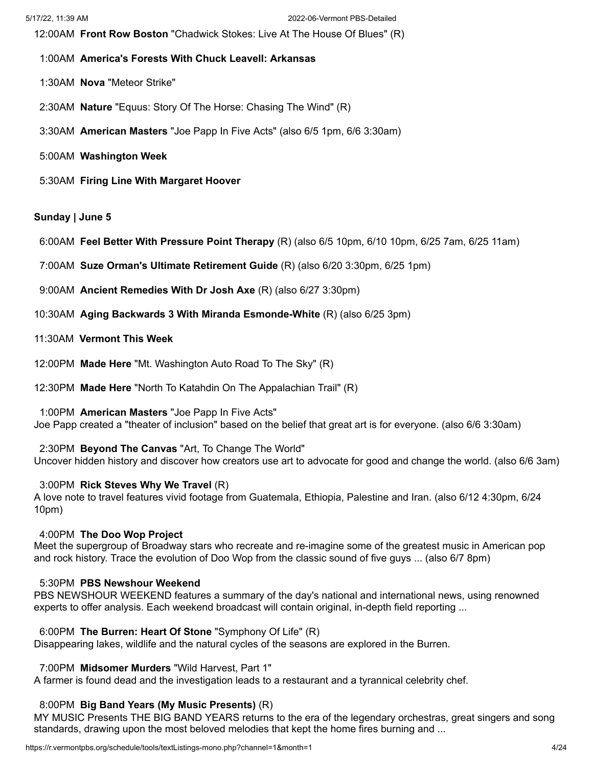12:00AM **Front Row Boston** "Chadwick Stokes: Live At The House Of Blues" (R)

1:00AM **America's Forests With Chuck Leavell: Arkansas**

1:30AM **Nova** "Meteor Strike"

2:30AM **Nature** "Equus: Story Of The Horse: Chasing The Wind" (R)

3:30AM **American Masters** "Joe Papp In Five Acts" (also 6/5 1pm, 6/6 3:30am)

5:00AM **Washington Week**

5:30AM **Firing Line With Margaret Hoover**

**Sunday | June 5**

6:00AM **Feel Better With Pressure Point Therapy** (R) (also 6/5 10pm, 6/10 10pm, 6/25 7am, 6/25 11am)

7:00AM **Suze Orman's Ultimate Retirement Guide** (R) (also 6/20 3:30pm, 6/25 1pm)

9:00AM **Ancient Remedies With Dr Josh Axe** (R) (also 6/27 3:30pm)

10:30AM **Aging Backwards 3 With Miranda Esmonde-White** (R) (also 6/25 3pm)

11:30AM **Vermont This Week**

12:00PM **Made Here** "Mt. Washington Auto Road To The Sky" (R)

12:30PM **Made Here** "North To Katahdin On The Appalachian Trail" (R)

1:00PM **American Masters** "Joe Papp In Five Acts"
Joe Papp created a "theater of inclusion" based on the belief that great art is for everyone. (also 6/6 3:30am)

2:30PM **Beyond The Canvas** "Art, To Change The World"
Uncover hidden history and discover how creators use art to advocate for good and change the world. (also 6/6 3am)

3:00PM **Rick Steves Why We Travel** (R)
A love note to travel features vivid footage from Guatemala, Ethiopia, Palestine and Iran. (also 6/12 4:30pm, 6/24 10pm)

4:00PM **The Doo Wop Project**
Meet the supergroup of Broadway stars who recreate and re-imagine some of the greatest music in American pop and rock history. Trace the evolution of Doo Wop from the classic sound of five guys ... (also 6/7 8pm)

5:30PM **PBS Newshour Weekend**
PBS NEWSHOUR WEEKEND features a summary of the day's national and international news, using renowned experts to offer analysis. Each weekend broadcast will contain original, in-depth field reporting ...

6:00PM **The Burren: Heart Of Stone** "Symphony Of Life" (R)
Disappearing lakes, wildlife and the natural cycles of the seasons are explored in the Burren.

7:00PM **Midsomer Murders** "Wild Harvest, Part 1"
A farmer is found dead and the investigation leads to a restaurant and a tyrannical celebrity chef.

8:00PM **Big Band Years (My Music Presents)** (R)
MY MUSIC Presents THE BIG BAND YEARS returns to the era of the legendary orchestras, great singers and song standards, drawing upon the most beloved melodies that kept the home fires burning and ...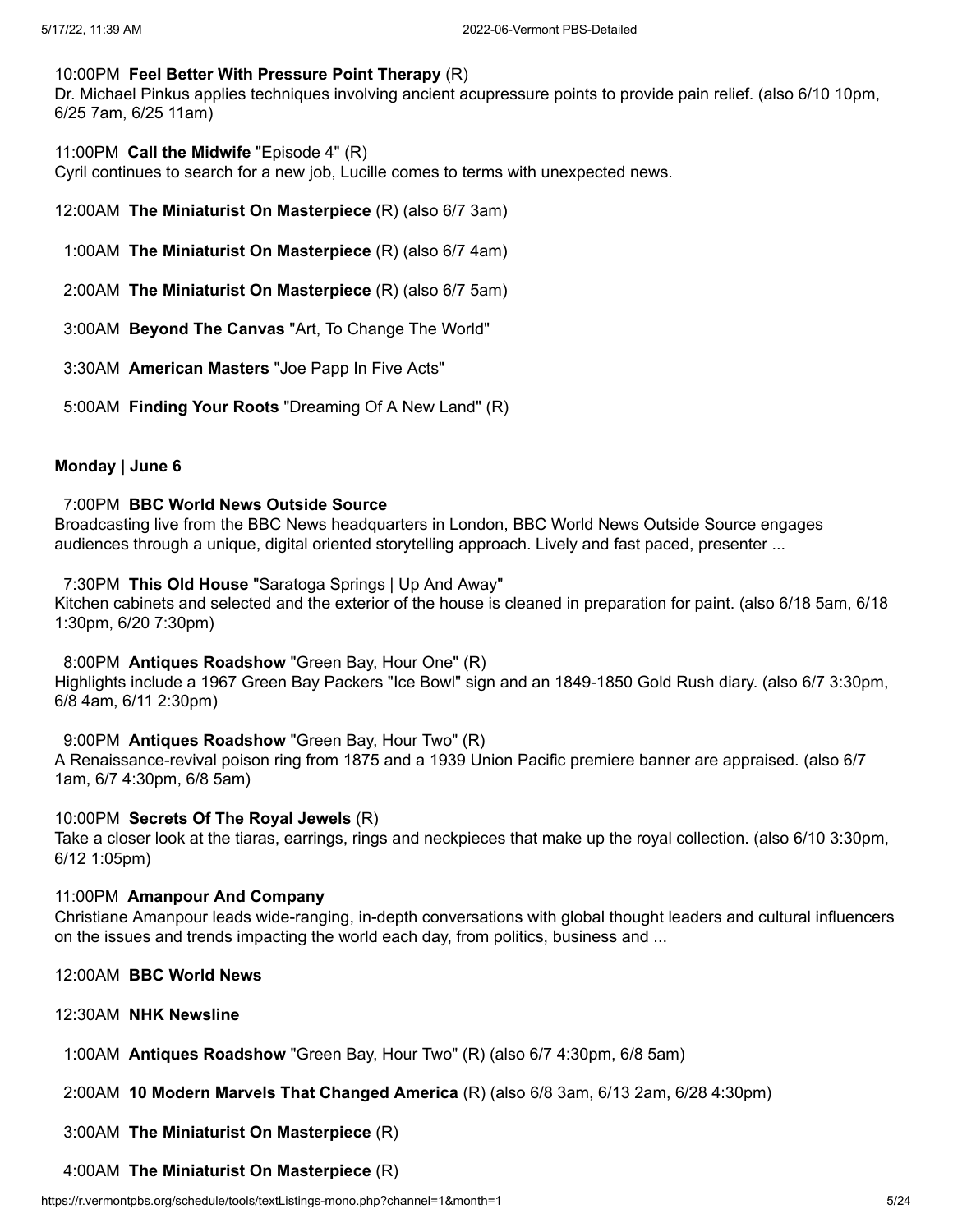10:00PM **Feel Better With Pressure Point Therapy** (R)
Dr. Michael Pinkus applies techniques involving ancient acupressure points to provide pain relief. (also 6/10 10pm, 6/25 7am, 6/25 11am)

11:00PM **Call the Midwife** "Episode 4" (R)
Cyril continues to search for a new job, Lucille comes to terms with unexpected news.

12:00AM **The Miniaturist On Masterpiece** (R) (also 6/7 3am)

1:00AM **The Miniaturist On Masterpiece** (R) (also 6/7 4am)

2:00AM **The Miniaturist On Masterpiece** (R) (also 6/7 5am)

3:00AM **Beyond The Canvas** "Art, To Change The World"

3:30AM **American Masters** "Joe Papp In Five Acts"

5:00AM **Finding Your Roots** "Dreaming Of A New Land" (R)

**Monday | June 6**

7:00PM **BBC World News Outside Source**
Broadcasting live from the BBC News headquarters in London, BBC World News Outside Source engages audiences through a unique, digital oriented storytelling approach. Lively and fast paced, presenter ...

7:30PM **This Old House** "Saratoga Springs | Up And Away"
Kitchen cabinets and selected and the exterior of the house is cleaned in preparation for paint. (also 6/18 5am, 6/18 1:30pm, 6/20 7:30pm)

8:00PM **Antiques Roadshow** "Green Bay, Hour One" (R)
Highlights include a 1967 Green Bay Packers "Ice Bowl" sign and an 1849-1850 Gold Rush diary. (also 6/7 3:30pm, 6/8 4am, 6/11 2:30pm)

9:00PM **Antiques Roadshow** "Green Bay, Hour Two" (R)
A Renaissance-revival poison ring from 1875 and a 1939 Union Pacific premiere banner are appraised. (also 6/7 1am, 6/7 4:30pm, 6/8 5am)

10:00PM **Secrets Of The Royal Jewels** (R)
Take a closer look at the tiaras, earrings, rings and neckpieces that make up the royal collection. (also 6/10 3:30pm, 6/12 1:05pm)

11:00PM **Amanpour And Company**
Christiane Amanpour leads wide-ranging, in-depth conversations with global thought leaders and cultural influencers on the issues and trends impacting the world each day, from politics, business and ...

12:00AM **BBC World News**

12:30AM **NHK Newsline**

1:00AM **Antiques Roadshow** "Green Bay, Hour Two" (R) (also 6/7 4:30pm, 6/8 5am)

2:00AM **10 Modern Marvels That Changed America** (R) (also 6/8 3am, 6/13 2am, 6/28 4:30pm)

3:00AM **The Miniaturist On Masterpiece** (R)

4:00AM **The Miniaturist On Masterpiece** (R)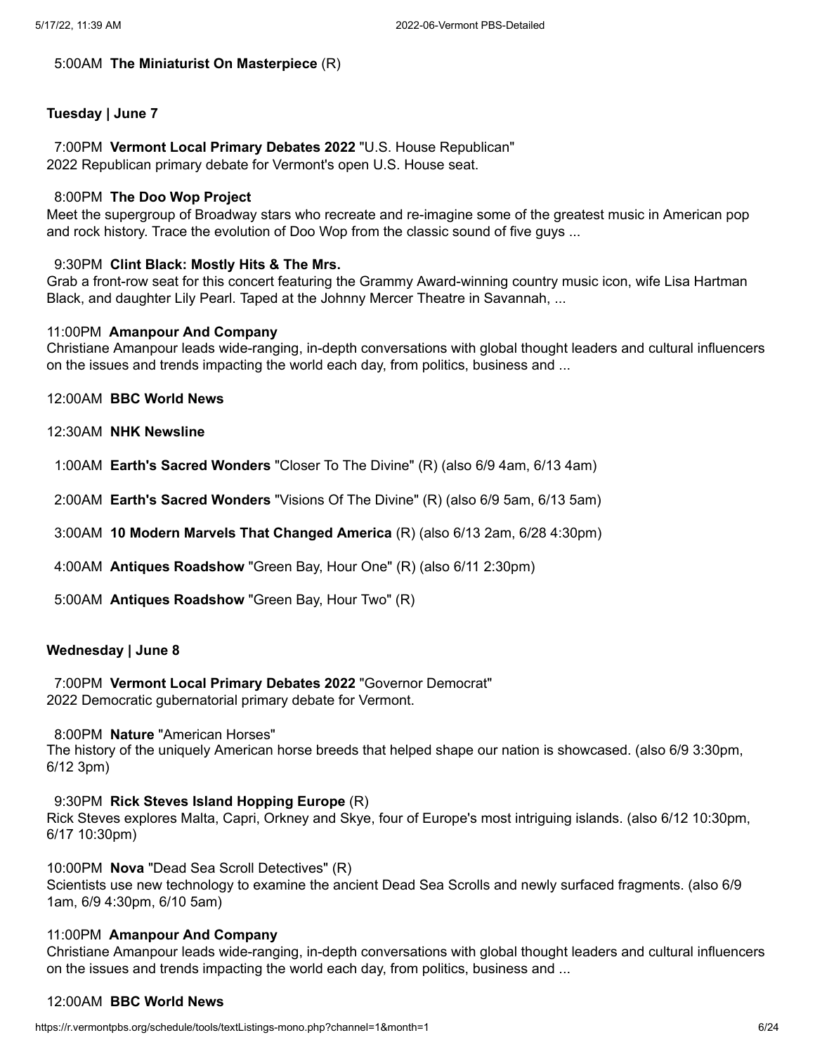5:00AM **The Miniaturist On Masterpiece** (R)

**Tuesday | June 7**

7:00PM **Vermont Local Primary Debates 2022** "U.S. House Republican"
2022 Republican primary debate for Vermont's open U.S. House seat.

8:00PM **The Doo Wop Project**
Meet the supergroup of Broadway stars who recreate and re-imagine some of the greatest music in American pop and rock history. Trace the evolution of Doo Wop from the classic sound of five guys ...

9:30PM **Clint Black: Mostly Hits & The Mrs.**
Grab a front-row seat for this concert featuring the Grammy Award-winning country music icon, wife Lisa Hartman Black, and daughter Lily Pearl. Taped at the Johnny Mercer Theatre in Savannah, ...

11:00PM **Amanpour And Company**
Christiane Amanpour leads wide-ranging, in-depth conversations with global thought leaders and cultural influencers on the issues and trends impacting the world each day, from politics, business and ...

12:00AM **BBC World News**

12:30AM **NHK Newsline**

1:00AM **Earth's Sacred Wonders** "Closer To The Divine" (R) (also 6/9 4am, 6/13 4am)

2:00AM **Earth's Sacred Wonders** "Visions Of The Divine" (R) (also 6/9 5am, 6/13 5am)

3:00AM **10 Modern Marvels That Changed America** (R) (also 6/13 2am, 6/28 4:30pm)

4:00AM **Antiques Roadshow** "Green Bay, Hour One" (R) (also 6/11 2:30pm)

5:00AM **Antiques Roadshow** "Green Bay, Hour Two" (R)

**Wednesday | June 8**

7:00PM **Vermont Local Primary Debates 2022** "Governor Democrat"
2022 Democratic gubernatorial primary debate for Vermont.

8:00PM **Nature** "American Horses"
The history of the uniquely American horse breeds that helped shape our nation is showcased. (also 6/9 3:30pm, 6/12 3pm)

9:30PM **Rick Steves Island Hopping Europe** (R)
Rick Steves explores Malta, Capri, Orkney and Skye, four of Europe's most intriguing islands. (also 6/12 10:30pm, 6/17 10:30pm)

10:00PM **Nova** "Dead Sea Scroll Detectives" (R)
Scientists use new technology to examine the ancient Dead Sea Scrolls and newly surfaced fragments. (also 6/9 1am, 6/9 4:30pm, 6/10 5am)

11:00PM **Amanpour And Company**
Christiane Amanpour leads wide-ranging, in-depth conversations with global thought leaders and cultural influencers on the issues and trends impacting the world each day, from politics, business and ...

12:00AM **BBC World News**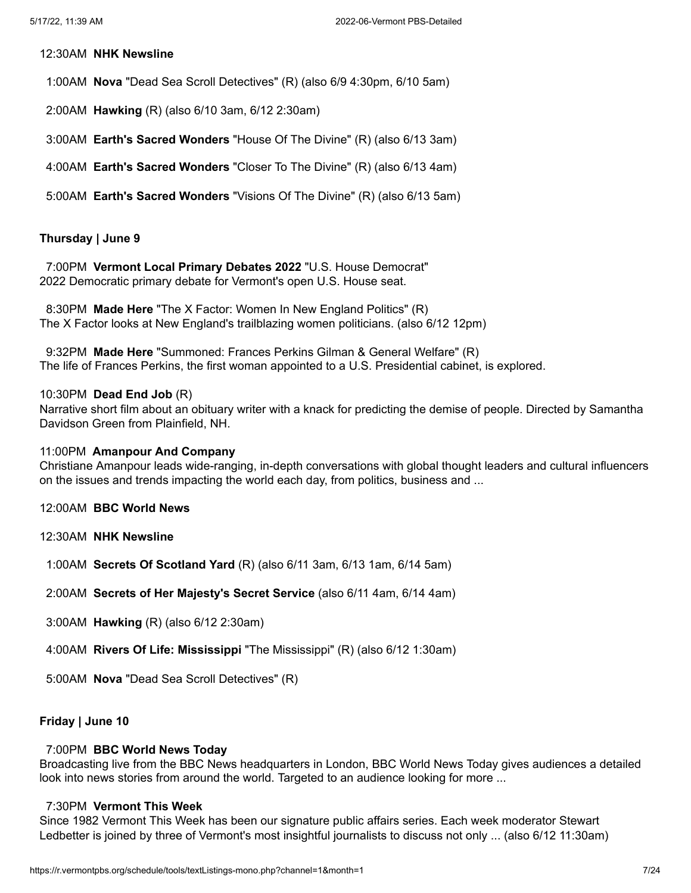12:30AM **NHK Newsline**

1:00AM **Nova** "Dead Sea Scroll Detectives" (R) (also 6/9 4:30pm, 6/10 5am)

2:00AM **Hawking** (R) (also 6/10 3am, 6/12 2:30am)

3:00AM **Earth's Sacred Wonders** "House Of The Divine" (R) (also 6/13 3am)

4:00AM **Earth's Sacred Wonders** "Closer To The Divine" (R) (also 6/13 4am)

5:00AM **Earth's Sacred Wonders** "Visions Of The Divine" (R) (also 6/13 5am)

**Thursday | June 9**

7:00PM **Vermont Local Primary Debates 2022** "U.S. House Democrat"
2022 Democratic primary debate for Vermont's open U.S. House seat.

8:30PM **Made Here** "The X Factor: Women In New England Politics" (R)
The X Factor looks at New England's trailblazing women politicians. (also 6/12 12pm)

9:32PM **Made Here** "Summoned: Frances Perkins Gilman & General Welfare" (R)
The life of Frances Perkins, the first woman appointed to a U.S. Presidential cabinet, is explored.

10:30PM **Dead End Job** (R)
Narrative short film about an obituary writer with a knack for predicting the demise of people. Directed by Samantha Davidson Green from Plainfield, NH.

11:00PM **Amanpour And Company**
Christiane Amanpour leads wide-ranging, in-depth conversations with global thought leaders and cultural influencers on the issues and trends impacting the world each day, from politics, business and ...

12:00AM **BBC World News**

12:30AM **NHK Newsline**

1:00AM **Secrets Of Scotland Yard** (R) (also 6/11 3am, 6/13 1am, 6/14 5am)

2:00AM **Secrets of Her Majesty's Secret Service** (also 6/11 4am, 6/14 4am)

3:00AM **Hawking** (R) (also 6/12 2:30am)

4:00AM **Rivers Of Life: Mississippi** "The Mississippi" (R) (also 6/12 1:30am)

5:00AM **Nova** "Dead Sea Scroll Detectives" (R)

**Friday | June 10**

7:00PM **BBC World News Today**
Broadcasting live from the BBC News headquarters in London, BBC World News Today gives audiences a detailed look into news stories from around the world. Targeted to an audience looking for more ...

7:30PM **Vermont This Week**
Since 1982 Vermont This Week has been our signature public affairs series. Each week moderator Stewart Ledbetter is joined by three of Vermont's most insightful journalists to discuss not only ... (also 6/12 11:30am)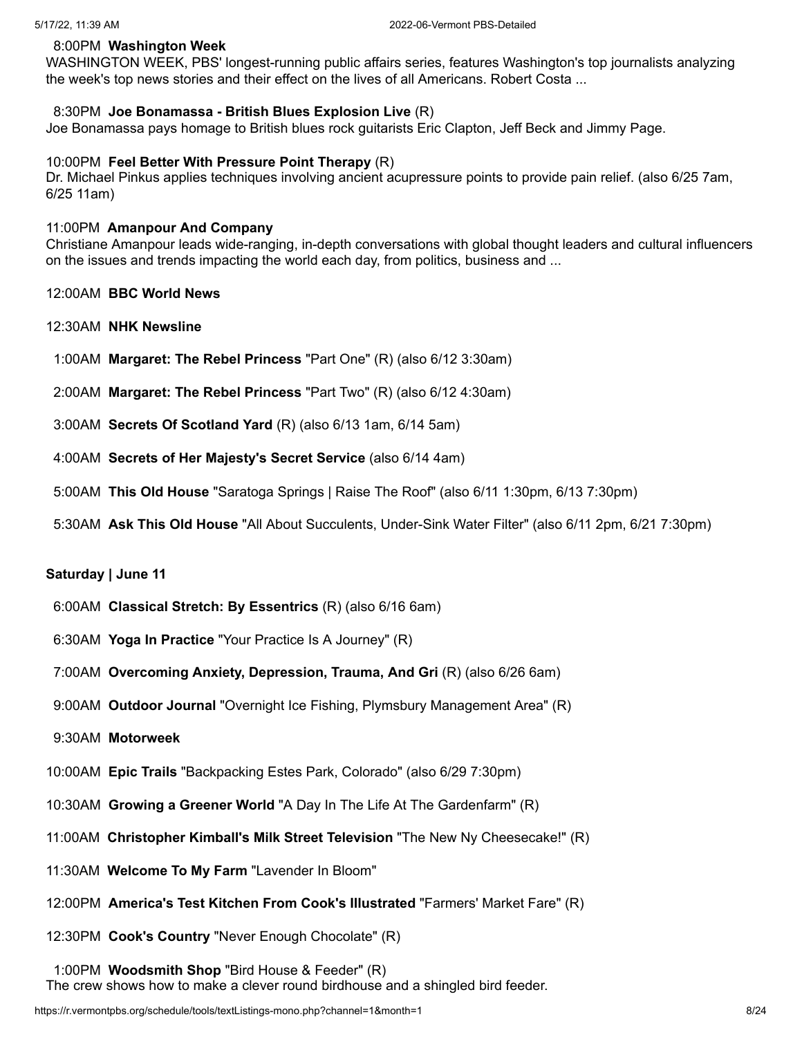8:00PM **Washington Week**
WASHINGTON WEEK, PBS' longest-running public affairs series, features Washington's top journalists analyzing the week's top news stories and their effect on the lives of all Americans. Robert Costa ...

8:30PM **Joe Bonamassa - British Blues Explosion Live** (R)
Joe Bonamassa pays homage to British blues rock guitarists Eric Clapton, Jeff Beck and Jimmy Page.

10:00PM **Feel Better With Pressure Point Therapy** (R)
Dr. Michael Pinkus applies techniques involving ancient acupressure points to provide pain relief. (also 6/25 7am, 6/25 11am)

11:00PM **Amanpour And Company**
Christiane Amanpour leads wide-ranging, in-depth conversations with global thought leaders and cultural influencers on the issues and trends impacting the world each day, from politics, business and ...

12:00AM **BBC World News**

12:30AM **NHK Newsline**

1:00AM **Margaret: The Rebel Princess** "Part One" (R) (also 6/12 3:30am)

2:00AM **Margaret: The Rebel Princess** "Part Two" (R) (also 6/12 4:30am)

3:00AM **Secrets Of Scotland Yard** (R) (also 6/13 1am, 6/14 5am)

4:00AM **Secrets of Her Majesty's Secret Service** (also 6/14 4am)

5:00AM **This Old House** "Saratoga Springs | Raise The Roof" (also 6/11 1:30pm, 6/13 7:30pm)

5:30AM **Ask This Old House** "All About Succulents, Under-Sink Water Filter" (also 6/11 2pm, 6/21 7:30pm)

**Saturday | June 11**

6:00AM **Classical Stretch: By Essentrics** (R) (also 6/16 6am)

6:30AM **Yoga In Practice** "Your Practice Is A Journey" (R)

7:00AM **Overcoming Anxiety, Depression, Trauma, And Gri** (R) (also 6/26 6am)

9:00AM **Outdoor Journal** "Overnight Ice Fishing, Plymsbury Management Area" (R)

9:30AM **Motorweek**

10:00AM **Epic Trails** "Backpacking Estes Park, Colorado" (also 6/29 7:30pm)

10:30AM **Growing a Greener World** "A Day In The Life At The Gardenfarm" (R)

11:00AM **Christopher Kimball's Milk Street Television** "The New Ny Cheesecake!" (R)

11:30AM **Welcome To My Farm** "Lavender In Bloom"

12:00PM **America's Test Kitchen From Cook's Illustrated** "Farmers' Market Fare" (R)

12:30PM **Cook's Country** "Never Enough Chocolate" (R)

1:00PM **Woodsmith Shop** "Bird House & Feeder" (R)
The crew shows how to make a clever round birdhouse and a shingled bird feeder.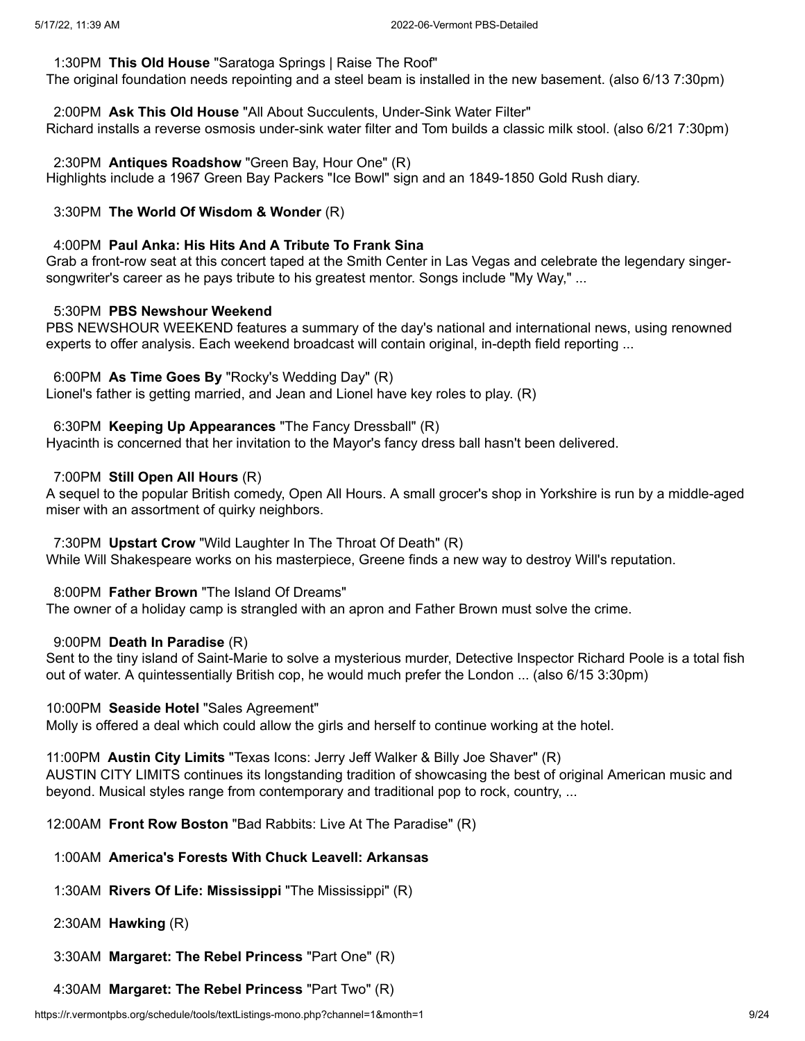1:30PM **This Old House** "Saratoga Springs | Raise The Roof"
The original foundation needs repointing and a steel beam is installed in the new basement. (also 6/13 7:30pm)

2:00PM **Ask This Old House** "All About Succulents, Under-Sink Water Filter"
Richard installs a reverse osmosis under-sink water filter and Tom builds a classic milk stool. (also 6/21 7:30pm)

2:30PM **Antiques Roadshow** "Green Bay, Hour One" (R)
Highlights include a 1967 Green Bay Packers "Ice Bowl" sign and an 1849-1850 Gold Rush diary.

3:30PM **The World Of Wisdom & Wonder** (R)

4:00PM **Paul Anka: His Hits And A Tribute To Frank Sina**
Grab a front-row seat at this concert taped at the Smith Center in Las Vegas and celebrate the legendary singer-songwriter's career as he pays tribute to his greatest mentor. Songs include "My Way," ...

5:30PM **PBS Newshour Weekend**
PBS NEWSHOUR WEEKEND features a summary of the day's national and international news, using renowned experts to offer analysis. Each weekend broadcast will contain original, in-depth field reporting ...

6:00PM **As Time Goes By** "Rocky's Wedding Day" (R)
Lionel's father is getting married, and Jean and Lionel have key roles to play. (R)

6:30PM **Keeping Up Appearances** "The Fancy Dressball" (R)
Hyacinth is concerned that her invitation to the Mayor's fancy dress ball hasn't been delivered.

7:00PM **Still Open All Hours** (R)
A sequel to the popular British comedy, Open All Hours. A small grocer's shop in Yorkshire is run by a middle-aged miser with an assortment of quirky neighbors.

7:30PM **Upstart Crow** "Wild Laughter In The Throat Of Death" (R)
While Will Shakespeare works on his masterpiece, Greene finds a new way to destroy Will's reputation.

8:00PM **Father Brown** "The Island Of Dreams"
The owner of a holiday camp is strangled with an apron and Father Brown must solve the crime.

9:00PM **Death In Paradise** (R)
Sent to the tiny island of Saint-Marie to solve a mysterious murder, Detective Inspector Richard Poole is a total fish out of water. A quintessentially British cop, he would much prefer the London ... (also 6/15 3:30pm)

10:00PM **Seaside Hotel** "Sales Agreement"
Molly is offered a deal which could allow the girls and herself to continue working at the hotel.

11:00PM **Austin City Limits** "Texas Icons: Jerry Jeff Walker & Billy Joe Shaver" (R)
AUSTIN CITY LIMITS continues its longstanding tradition of showcasing the best of original American music and beyond. Musical styles range from contemporary and traditional pop to rock, country, ...

12:00AM **Front Row Boston** "Bad Rabbits: Live At The Paradise" (R)

1:00AM **America's Forests With Chuck Leavell: Arkansas**

1:30AM **Rivers Of Life: Mississippi** "The Mississippi" (R)

2:30AM **Hawking** (R)

3:30AM **Margaret: The Rebel Princess** "Part One" (R)

4:30AM **Margaret: The Rebel Princess** "Part Two" (R)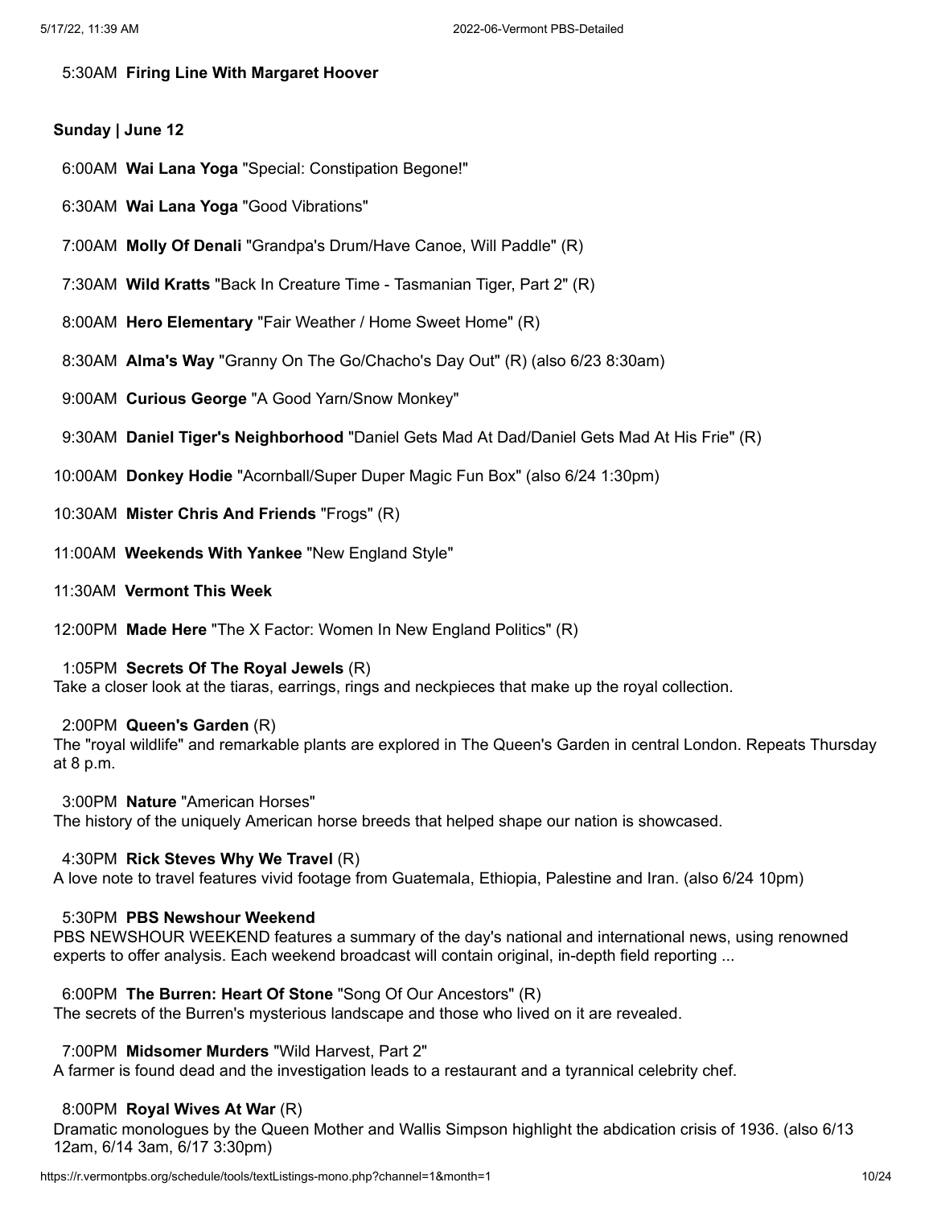5:30AM **Firing Line With Margaret Hoover**

**Sunday | June 12**

6:00AM **Wai Lana Yoga** "Special: Constipation Begone!"

6:30AM **Wai Lana Yoga** "Good Vibrations"

7:00AM **Molly Of Denali** "Grandpa's Drum/Have Canoe, Will Paddle" (R)

7:30AM **Wild Kratts** "Back In Creature Time - Tasmanian Tiger, Part 2" (R)

8:00AM **Hero Elementary** "Fair Weather / Home Sweet Home" (R)

8:30AM **Alma's Way** "Granny On The Go/Chacho's Day Out" (R) (also 6/23 8:30am)

9:00AM **Curious George** "A Good Yarn/Snow Monkey"

9:30AM **Daniel Tiger's Neighborhood** "Daniel Gets Mad At Dad/Daniel Gets Mad At His Frie" (R)

10:00AM **Donkey Hodie** "Acornball/Super Duper Magic Fun Box" (also 6/24 1:30pm)

10:30AM **Mister Chris And Friends** "Frogs" (R)

11:00AM **Weekends With Yankee** "New England Style"

11:30AM **Vermont This Week**

12:00PM **Made Here** "The X Factor: Women In New England Politics" (R)

1:05PM **Secrets Of The Royal Jewels** (R)
Take a closer look at the tiaras, earrings, rings and neckpieces that make up the royal collection.

2:00PM **Queen's Garden** (R)
The "royal wildlife" and remarkable plants are explored in The Queen's Garden in central London. Repeats Thursday at 8 p.m.

3:00PM **Nature** "American Horses"
The history of the uniquely American horse breeds that helped shape our nation is showcased.

4:30PM **Rick Steves Why We Travel** (R)
A love note to travel features vivid footage from Guatemala, Ethiopia, Palestine and Iran. (also 6/24 10pm)

5:30PM **PBS Newshour Weekend**
PBS NEWSHOUR WEEKEND features a summary of the day's national and international news, using renowned experts to offer analysis. Each weekend broadcast will contain original, in-depth field reporting ...

6:00PM **The Burren: Heart Of Stone** "Song Of Our Ancestors" (R)
The secrets of the Burren's mysterious landscape and those who lived on it are revealed.

7:00PM **Midsomer Murders** "Wild Harvest, Part 2"
A farmer is found dead and the investigation leads to a restaurant and a tyrannical celebrity chef.

8:00PM **Royal Wives At War** (R)
Dramatic monologues by the Queen Mother and Wallis Simpson highlight the abdication crisis of 1936. (also 6/13 12am, 6/14 3am, 6/17 3:30pm)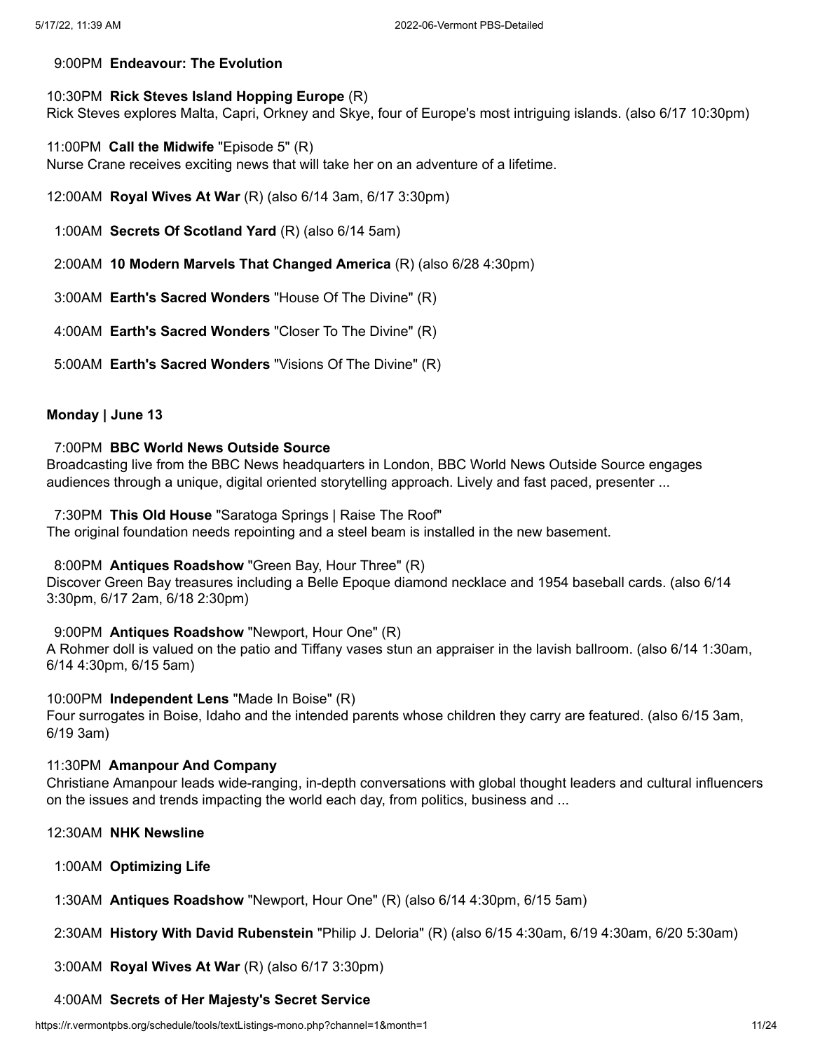9:00PM **Endeavour: The Evolution**

10:30PM **Rick Steves Island Hopping Europe** (R)
Rick Steves explores Malta, Capri, Orkney and Skye, four of Europe's most intriguing islands. (also 6/17 10:30pm)

11:00PM **Call the Midwife** "Episode 5" (R)
Nurse Crane receives exciting news that will take her on an adventure of a lifetime.

12:00AM **Royal Wives At War** (R) (also 6/14 3am, 6/17 3:30pm)

1:00AM **Secrets Of Scotland Yard** (R) (also 6/14 5am)

2:00AM **10 Modern Marvels That Changed America** (R) (also 6/28 4:30pm)

3:00AM **Earth's Sacred Wonders** "House Of The Divine" (R)

4:00AM **Earth's Sacred Wonders** "Closer To The Divine" (R)

5:00AM **Earth's Sacred Wonders** "Visions Of The Divine" (R)

**Monday | June 13**

7:00PM **BBC World News Outside Source**
Broadcasting live from the BBC News headquarters in London, BBC World News Outside Source engages audiences through a unique, digital oriented storytelling approach. Lively and fast paced, presenter ...

7:30PM **This Old House** "Saratoga Springs | Raise The Roof"
The original foundation needs repointing and a steel beam is installed in the new basement.

8:00PM **Antiques Roadshow** "Green Bay, Hour Three" (R)
Discover Green Bay treasures including a Belle Epoque diamond necklace and 1954 baseball cards. (also 6/14 3:30pm, 6/17 2am, 6/18 2:30pm)

9:00PM **Antiques Roadshow** "Newport, Hour One" (R)
A Rohmer doll is valued on the patio and Tiffany vases stun an appraiser in the lavish ballroom. (also 6/14 1:30am, 6/14 4:30pm, 6/15 5am)

10:00PM **Independent Lens** "Made In Boise" (R)
Four surrogates in Boise, Idaho and the intended parents whose children they carry are featured. (also 6/15 3am, 6/19 3am)

11:30PM **Amanpour And Company**
Christiane Amanpour leads wide-ranging, in-depth conversations with global thought leaders and cultural influencers on the issues and trends impacting the world each day, from politics, business and ...

12:30AM **NHK Newsline**

1:00AM **Optimizing Life**

1:30AM **Antiques Roadshow** "Newport, Hour One" (R) (also 6/14 4:30pm, 6/15 5am)

2:30AM **History With David Rubenstein** "Philip J. Deloria" (R) (also 6/15 4:30am, 6/19 4:30am, 6/20 5:30am)

3:00AM **Royal Wives At War** (R) (also 6/17 3:30pm)

4:00AM **Secrets of Her Majesty's Secret Service**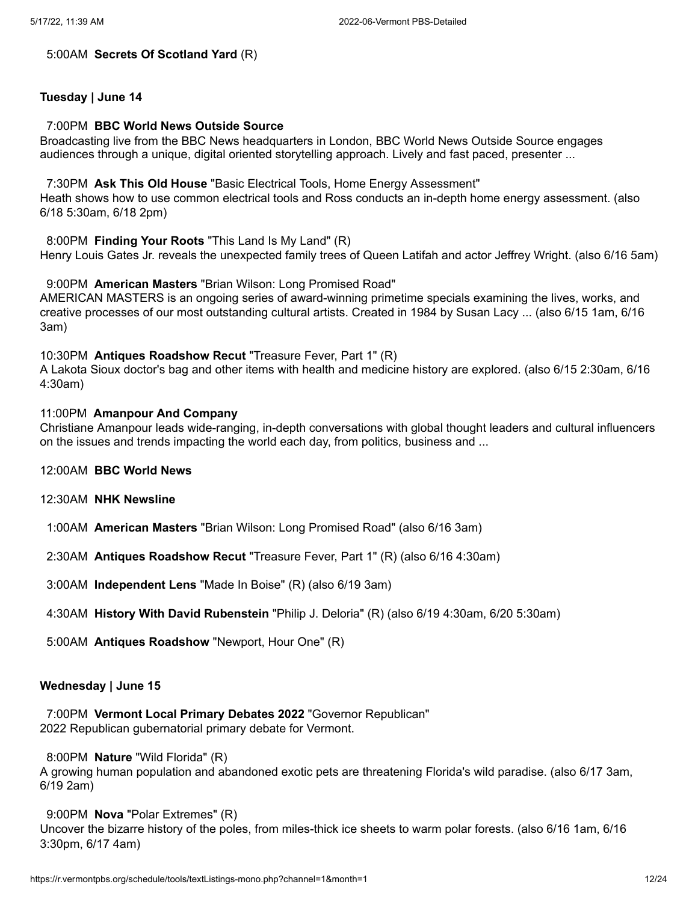5:00AM **Secrets Of Scotland Yard** (R)

**Tuesday | June 14**

7:00PM **BBC World News Outside Source**
Broadcasting live from the BBC News headquarters in London, BBC World News Outside Source engages audiences through a unique, digital oriented storytelling approach. Lively and fast paced, presenter ...

7:30PM **Ask This Old House** "Basic Electrical Tools, Home Energy Assessment"
Heath shows how to use common electrical tools and Ross conducts an in-depth home energy assessment. (also 6/18 5:30am, 6/18 2pm)

8:00PM **Finding Your Roots** "This Land Is My Land" (R)
Henry Louis Gates Jr. reveals the unexpected family trees of Queen Latifah and actor Jeffrey Wright. (also 6/16 5am)

9:00PM **American Masters** "Brian Wilson: Long Promised Road"
AMERICAN MASTERS is an ongoing series of award-winning primetime specials examining the lives, works, and creative processes of our most outstanding cultural artists. Created in 1984 by Susan Lacy ... (also 6/15 1am, 6/16 3am)

10:30PM **Antiques Roadshow Recut** "Treasure Fever, Part 1" (R)
A Lakota Sioux doctor's bag and other items with health and medicine history are explored. (also 6/15 2:30am, 6/16 4:30am)

11:00PM **Amanpour And Company**
Christiane Amanpour leads wide-ranging, in-depth conversations with global thought leaders and cultural influencers on the issues and trends impacting the world each day, from politics, business and ...

12:00AM **BBC World News**

12:30AM **NHK Newsline**

1:00AM **American Masters** "Brian Wilson: Long Promised Road" (also 6/16 3am)

2:30AM **Antiques Roadshow Recut** "Treasure Fever, Part 1" (R) (also 6/16 4:30am)

3:00AM **Independent Lens** "Made In Boise" (R) (also 6/19 3am)

4:30AM **History With David Rubenstein** "Philip J. Deloria" (R) (also 6/19 4:30am, 6/20 5:30am)

5:00AM **Antiques Roadshow** "Newport, Hour One" (R)

**Wednesday | June 15**

7:00PM **Vermont Local Primary Debates 2022** "Governor Republican"
2022 Republican gubernatorial primary debate for Vermont.

8:00PM **Nature** "Wild Florida" (R)
A growing human population and abandoned exotic pets are threatening Florida's wild paradise. (also 6/17 3am, 6/19 2am)

9:00PM **Nova** "Polar Extremes" (R)
Uncover the bizarre history of the poles, from miles-thick ice sheets to warm polar forests. (also 6/16 1am, 6/16 3:30pm, 6/17 4am)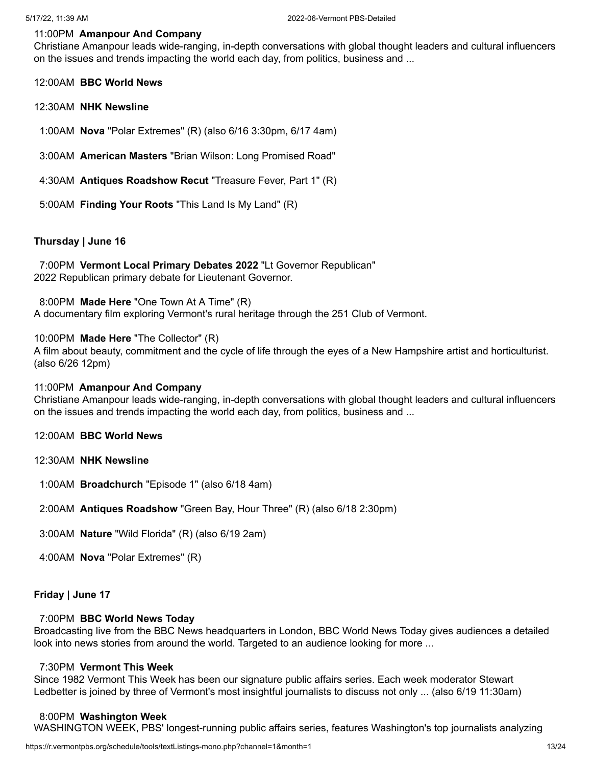11:00PM **Amanpour And Company**
Christiane Amanpour leads wide-ranging, in-depth conversations with global thought leaders and cultural influencers on the issues and trends impacting the world each day, from politics, business and ...

12:00AM **BBC World News**

12:30AM **NHK Newsline**

1:00AM **Nova** "Polar Extremes" (R) (also 6/16 3:30pm, 6/17 4am)

3:00AM **American Masters** "Brian Wilson: Long Promised Road"

4:30AM **Antiques Roadshow Recut** "Treasure Fever, Part 1" (R)

5:00AM **Finding Your Roots** "This Land Is My Land" (R)

**Thursday | June 16**

7:00PM **Vermont Local Primary Debates 2022** "Lt Governor Republican"
2022 Republican primary debate for Lieutenant Governor.

8:00PM **Made Here** "One Town At A Time" (R)
A documentary film exploring Vermont's rural heritage through the 251 Club of Vermont.

10:00PM **Made Here** "The Collector" (R)
A film about beauty, commitment and the cycle of life through the eyes of a New Hampshire artist and horticulturist. (also 6/26 12pm)

11:00PM **Amanpour And Company**
Christiane Amanpour leads wide-ranging, in-depth conversations with global thought leaders and cultural influencers on the issues and trends impacting the world each day, from politics, business and ...

12:00AM **BBC World News**

12:30AM **NHK Newsline**

1:00AM **Broadchurch** "Episode 1" (also 6/18 4am)

2:00AM **Antiques Roadshow** "Green Bay, Hour Three" (R) (also 6/18 2:30pm)

3:00AM **Nature** "Wild Florida" (R) (also 6/19 2am)

4:00AM **Nova** "Polar Extremes" (R)

**Friday | June 17**

7:00PM **BBC World News Today**
Broadcasting live from the BBC News headquarters in London, BBC World News Today gives audiences a detailed look into news stories from around the world. Targeted to an audience looking for more ...

7:30PM **Vermont This Week**
Since 1982 Vermont This Week has been our signature public affairs series. Each week moderator Stewart Ledbetter is joined by three of Vermont's most insightful journalists to discuss not only ... (also 6/19 11:30am)

8:00PM **Washington Week**
WASHINGTON WEEK, PBS' longest-running public affairs series, features Washington's top journalists analyzing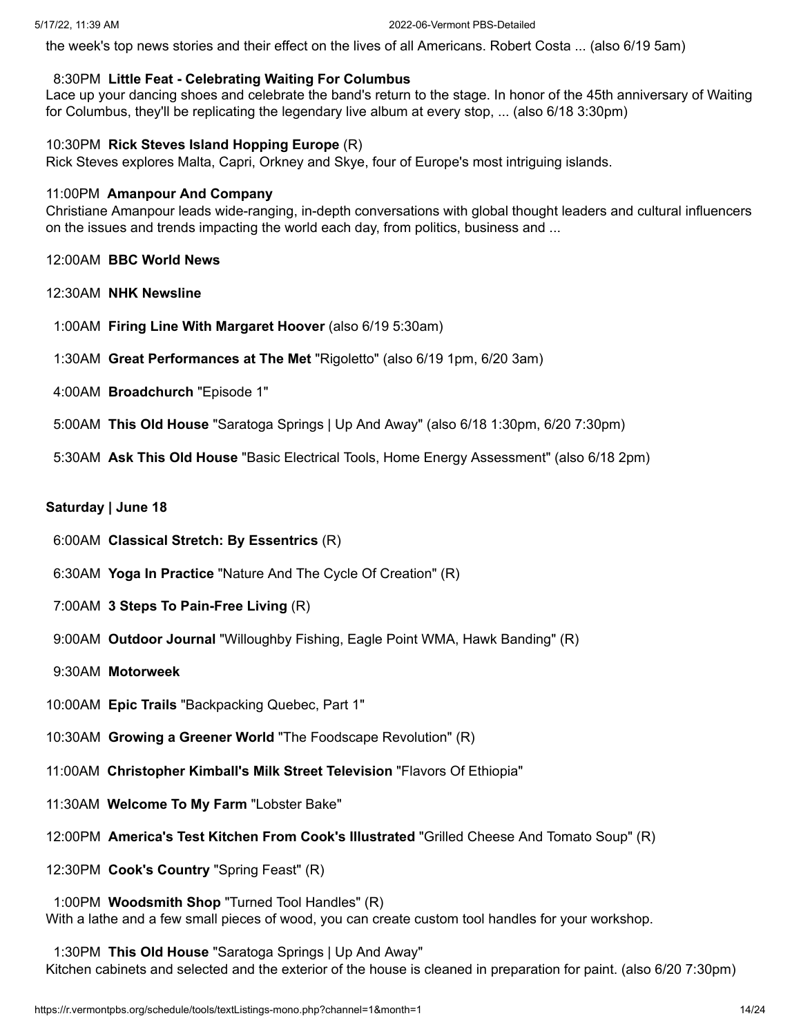the week's top news stories and their effect on the lives of all Americans. Robert Costa ... (also 6/19 5am)

8:30PM **Little Feat - Celebrating Waiting For Columbus**
Lace up your dancing shoes and celebrate the band's return to the stage. In honor of the 45th anniversary of Waiting for Columbus, they'll be replicating the legendary live album at every stop, ... (also 6/18 3:30pm)

10:30PM **Rick Steves Island Hopping Europe** (R)
Rick Steves explores Malta, Capri, Orkney and Skye, four of Europe's most intriguing islands.

11:00PM **Amanpour And Company**
Christiane Amanpour leads wide-ranging, in-depth conversations with global thought leaders and cultural influencers on the issues and trends impacting the world each day, from politics, business and ...

12:00AM **BBC World News**

12:30AM **NHK Newsline**

1:00AM **Firing Line With Margaret Hoover** (also 6/19 5:30am)

1:30AM **Great Performances at The Met** "Rigoletto" (also 6/19 1pm, 6/20 3am)

4:00AM **Broadchurch** "Episode 1"

5:00AM **This Old House** "Saratoga Springs | Up And Away" (also 6/18 1:30pm, 6/20 7:30pm)

5:30AM **Ask This Old House** "Basic Electrical Tools, Home Energy Assessment" (also 6/18 2pm)

**Saturday | June 18**

6:00AM **Classical Stretch: By Essentrics** (R)

6:30AM **Yoga In Practice** "Nature And The Cycle Of Creation" (R)

7:00AM **3 Steps To Pain-Free Living** (R)

9:00AM **Outdoor Journal** "Willoughby Fishing, Eagle Point WMA, Hawk Banding" (R)

9:30AM **Motorweek**

10:00AM **Epic Trails** "Backpacking Quebec, Part 1"

10:30AM **Growing a Greener World** "The Foodscape Revolution" (R)

11:00AM **Christopher Kimball's Milk Street Television** "Flavors Of Ethiopia"

11:30AM **Welcome To My Farm** "Lobster Bake"

12:00PM **America's Test Kitchen From Cook's Illustrated** "Grilled Cheese And Tomato Soup" (R)

12:30PM **Cook's Country** "Spring Feast" (R)

1:00PM **Woodsmith Shop** "Turned Tool Handles" (R)
With a lathe and a few small pieces of wood, you can create custom tool handles for your workshop.

1:30PM **This Old House** "Saratoga Springs | Up And Away"
Kitchen cabinets and selected and the exterior of the house is cleaned in preparation for paint. (also 6/20 7:30pm)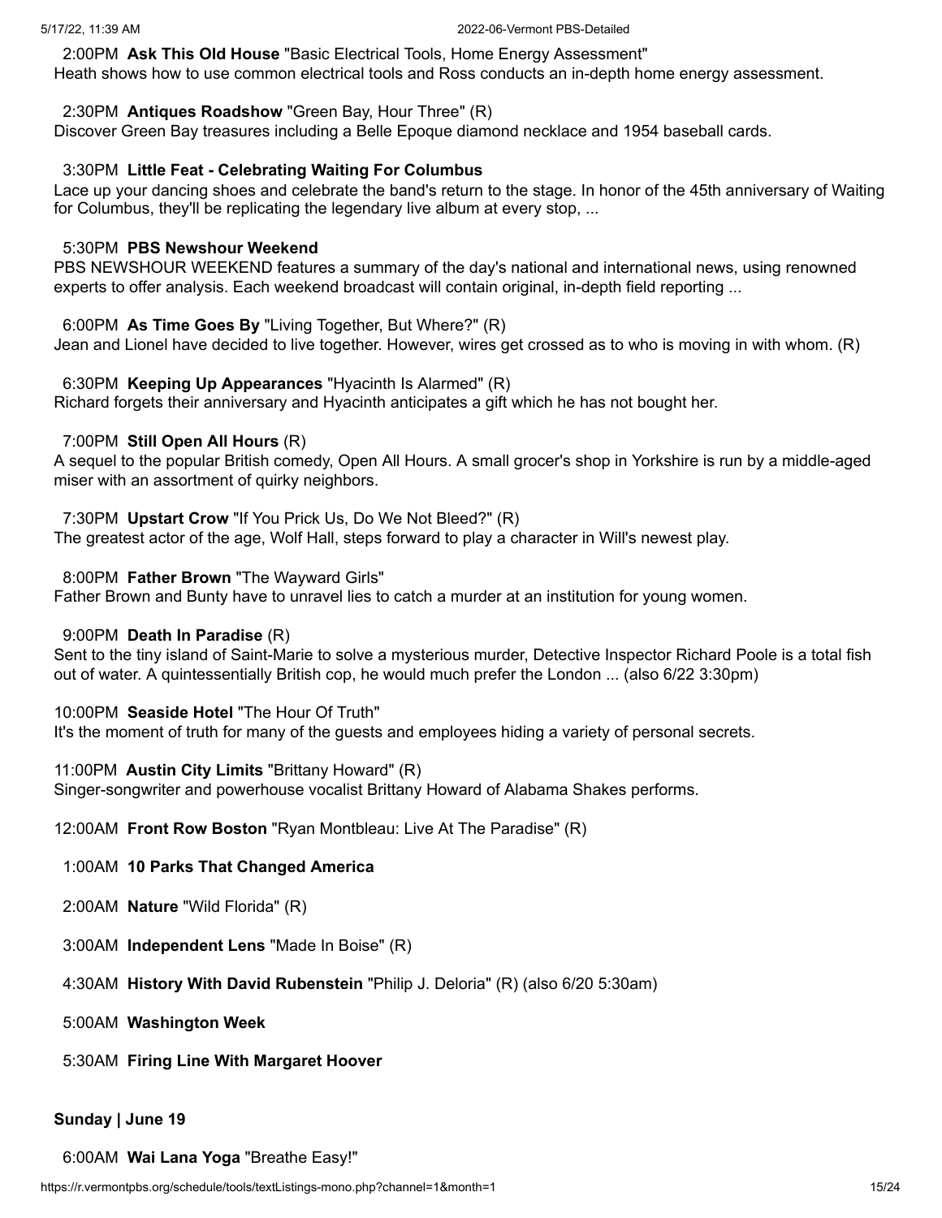2:00PM **Ask This Old House** "Basic Electrical Tools, Home Energy Assessment"
Heath shows how to use common electrical tools and Ross conducts an in-depth home energy assessment.

2:30PM **Antiques Roadshow** "Green Bay, Hour Three" (R)
Discover Green Bay treasures including a Belle Epoque diamond necklace and 1954 baseball cards.

3:30PM **Little Feat - Celebrating Waiting For Columbus**
Lace up your dancing shoes and celebrate the band's return to the stage. In honor of the 45th anniversary of Waiting for Columbus, they'll be replicating the legendary live album at every stop, ...

5:30PM **PBS Newshour Weekend**
PBS NEWSHOUR WEEKEND features a summary of the day's national and international news, using renowned experts to offer analysis. Each weekend broadcast will contain original, in-depth field reporting ...

6:00PM **As Time Goes By** "Living Together, But Where?" (R)
Jean and Lionel have decided to live together. However, wires get crossed as to who is moving in with whom. (R)

6:30PM **Keeping Up Appearances** "Hyacinth Is Alarmed" (R)
Richard forgets their anniversary and Hyacinth anticipates a gift which he has not bought her.

7:00PM **Still Open All Hours** (R)
A sequel to the popular British comedy, Open All Hours. A small grocer's shop in Yorkshire is run by a middle-aged miser with an assortment of quirky neighbors.

7:30PM **Upstart Crow** "If You Prick Us, Do We Not Bleed?" (R)
The greatest actor of the age, Wolf Hall, steps forward to play a character in Will's newest play.

8:00PM **Father Brown** "The Wayward Girls"
Father Brown and Bunty have to unravel lies to catch a murder at an institution for young women.

9:00PM **Death In Paradise** (R)
Sent to the tiny island of Saint-Marie to solve a mysterious murder, Detective Inspector Richard Poole is a total fish out of water. A quintessentially British cop, he would much prefer the London ... (also 6/22 3:30pm)

10:00PM **Seaside Hotel** "The Hour Of Truth"
It's the moment of truth for many of the guests and employees hiding a variety of personal secrets.

11:00PM **Austin City Limits** "Brittany Howard" (R)
Singer-songwriter and powerhouse vocalist Brittany Howard of Alabama Shakes performs.

12:00AM **Front Row Boston** "Ryan Montbleau: Live At The Paradise" (R)

1:00AM **10 Parks That Changed America**

2:00AM **Nature** "Wild Florida" (R)

3:00AM **Independent Lens** "Made In Boise" (R)

4:30AM **History With David Rubenstein** "Philip J. Deloria" (R) (also 6/20 5:30am)

5:00AM **Washington Week**

5:30AM **Firing Line With Margaret Hoover**

**Sunday | June 19**

6:00AM **Wai Lana Yoga** "Breathe Easy!"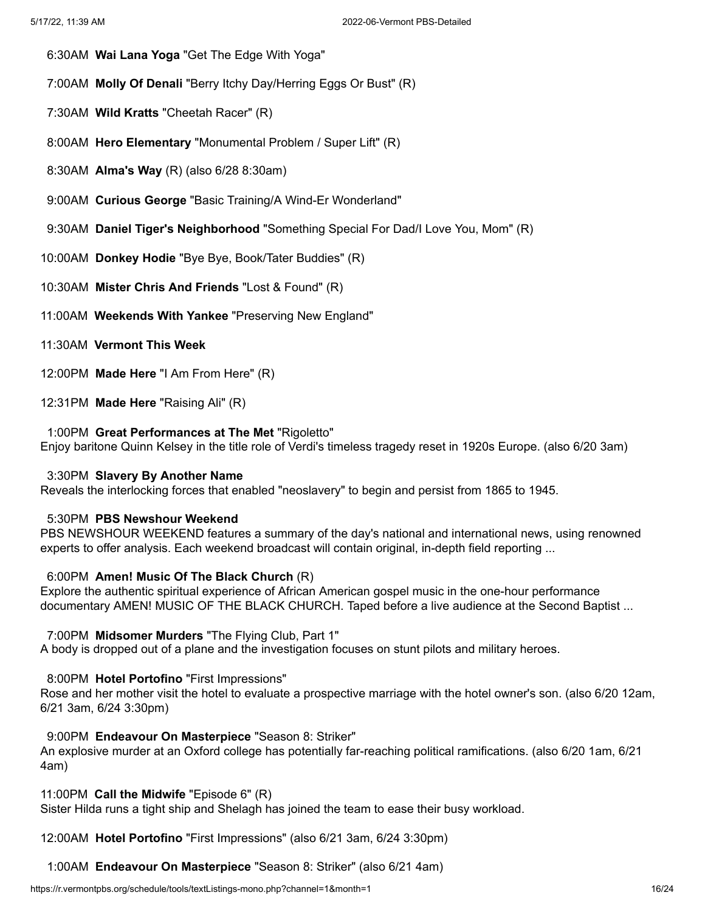6:30AM **Wai Lana Yoga** "Get The Edge With Yoga"

7:00AM **Molly Of Denali** "Berry Itchy Day/Herring Eggs Or Bust" (R)

7:30AM **Wild Kratts** "Cheetah Racer" (R)

8:00AM **Hero Elementary** "Monumental Problem / Super Lift" (R)

8:30AM **Alma's Way** (R) (also 6/28 8:30am)

9:00AM **Curious George** "Basic Training/A Wind-Er Wonderland"

9:30AM **Daniel Tiger's Neighborhood** "Something Special For Dad/I Love You, Mom" (R)

10:00AM **Donkey Hodie** "Bye Bye, Book/Tater Buddies" (R)

10:30AM **Mister Chris And Friends** "Lost & Found" (R)

11:00AM **Weekends With Yankee** "Preserving New England"

11:30AM **Vermont This Week**

12:00PM **Made Here** "I Am From Here" (R)

12:31PM **Made Here** "Raising Ali" (R)

1:00PM **Great Performances at The Met** "Rigoletto"
Enjoy baritone Quinn Kelsey in the title role of Verdi's timeless tragedy reset in 1920s Europe. (also 6/20 3am)

3:30PM **Slavery By Another Name**
Reveals the interlocking forces that enabled "neoslavery" to begin and persist from 1865 to 1945.

5:30PM **PBS Newshour Weekend**
PBS NEWSHOUR WEEKEND features a summary of the day's national and international news, using renowned experts to offer analysis. Each weekend broadcast will contain original, in-depth field reporting ...

6:00PM **Amen! Music Of The Black Church** (R)
Explore the authentic spiritual experience of African American gospel music in the one-hour performance documentary AMEN! MUSIC OF THE BLACK CHURCH. Taped before a live audience at the Second Baptist ...

7:00PM **Midsomer Murders** "The Flying Club, Part 1"
A body is dropped out of a plane and the investigation focuses on stunt pilots and military heroes.

8:00PM **Hotel Portofino** "First Impressions"
Rose and her mother visit the hotel to evaluate a prospective marriage with the hotel owner's son. (also 6/20 12am, 6/21 3am, 6/24 3:30pm)

9:00PM **Endeavour On Masterpiece** "Season 8: Striker"
An explosive murder at an Oxford college has potentially far-reaching political ramifications. (also 6/20 1am, 6/21 4am)

11:00PM **Call the Midwife** "Episode 6" (R)
Sister Hilda runs a tight ship and Shelagh has joined the team to ease their busy workload.

12:00AM **Hotel Portofino** "First Impressions" (also 6/21 3am, 6/24 3:30pm)

1:00AM **Endeavour On Masterpiece** "Season 8: Striker" (also 6/21 4am)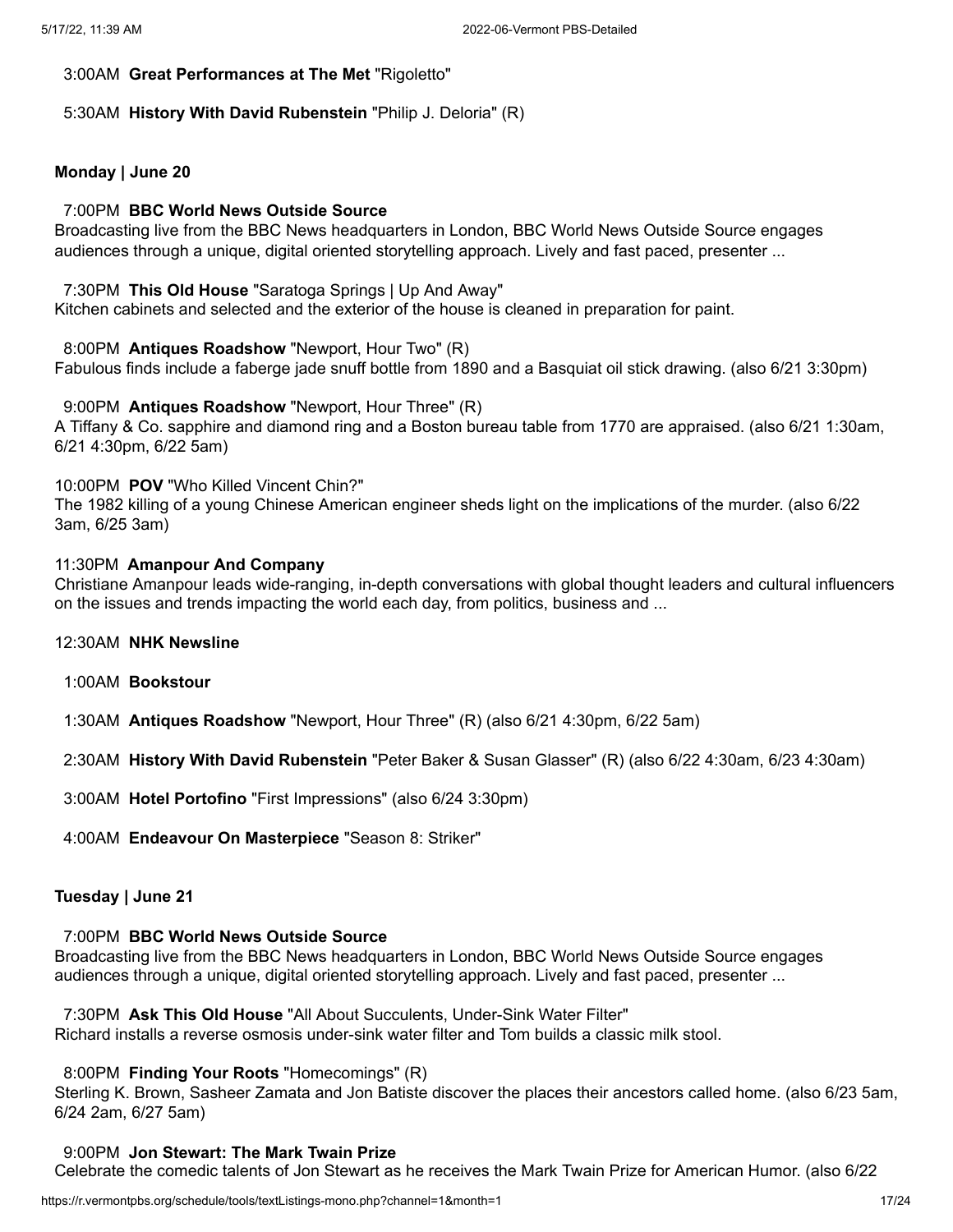3:00AM **Great Performances at The Met** "Rigoletto"

5:30AM **History With David Rubenstein** "Philip J. Deloria" (R)

**Monday | June 20**

7:00PM **BBC World News Outside Source**
Broadcasting live from the BBC News headquarters in London, BBC World News Outside Source engages audiences through a unique, digital oriented storytelling approach. Lively and fast paced, presenter ...

7:30PM **This Old House** "Saratoga Springs | Up And Away"
Kitchen cabinets and selected and the exterior of the house is cleaned in preparation for paint.

8:00PM **Antiques Roadshow** "Newport, Hour Two" (R)
Fabulous finds include a faberge jade snuff bottle from 1890 and a Basquiat oil stick drawing. (also 6/21 3:30pm)

9:00PM **Antiques Roadshow** "Newport, Hour Three" (R)
A Tiffany & Co. sapphire and diamond ring and a Boston bureau table from 1770 are appraised. (also 6/21 1:30am, 6/21 4:30pm, 6/22 5am)

10:00PM **POV** "Who Killed Vincent Chin?"
The 1982 killing of a young Chinese American engineer sheds light on the implications of the murder. (also 6/22 3am, 6/25 3am)

11:30PM **Amanpour And Company**
Christiane Amanpour leads wide-ranging, in-depth conversations with global thought leaders and cultural influencers on the issues and trends impacting the world each day, from politics, business and ...

12:30AM **NHK Newsline**

1:00AM **Bookstour**

1:30AM **Antiques Roadshow** "Newport, Hour Three" (R) (also 6/21 4:30pm, 6/22 5am)

2:30AM **History With David Rubenstein** "Peter Baker & Susan Glasser" (R) (also 6/22 4:30am, 6/23 4:30am)

3:00AM **Hotel Portofino** "First Impressions" (also 6/24 3:30pm)

4:00AM **Endeavour On Masterpiece** "Season 8: Striker"

**Tuesday | June 21**

7:00PM **BBC World News Outside Source**
Broadcasting live from the BBC News headquarters in London, BBC World News Outside Source engages audiences through a unique, digital oriented storytelling approach. Lively and fast paced, presenter ...

7:30PM **Ask This Old House** "All About Succulents, Under-Sink Water Filter"
Richard installs a reverse osmosis under-sink water filter and Tom builds a classic milk stool.

8:00PM **Finding Your Roots** "Homecomings" (R)
Sterling K. Brown, Sasheer Zamata and Jon Batiste discover the places their ancestors called home. (also 6/23 5am, 6/24 2am, 6/27 5am)

9:00PM **Jon Stewart: The Mark Twain Prize**
Celebrate the comedic talents of Jon Stewart as he receives the Mark Twain Prize for American Humor. (also 6/22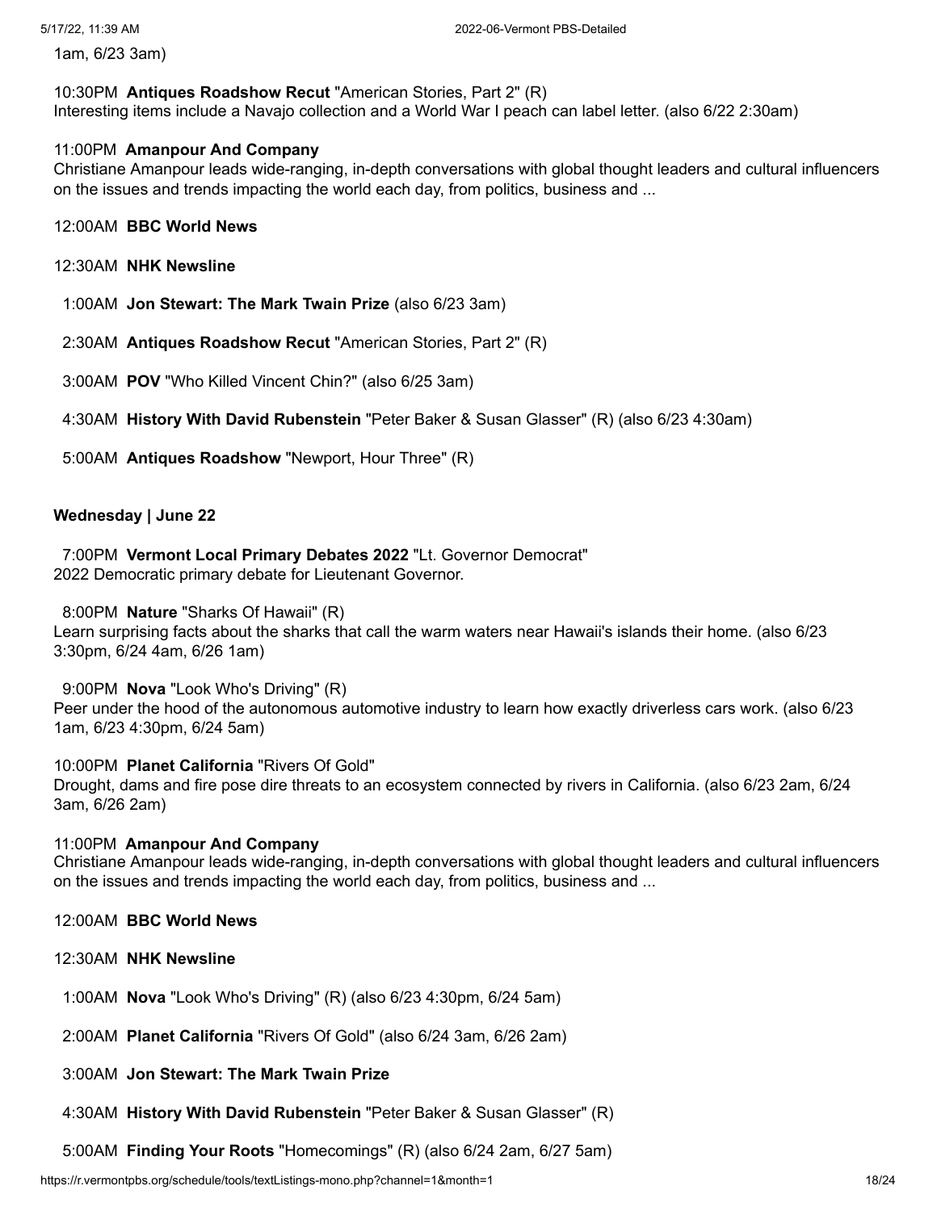1am, 6/23 3am)

10:30PM **Antiques Roadshow Recut** "American Stories, Part 2" (R)
Interesting items include a Navajo collection and a World War I peach can label letter. (also 6/22 2:30am)

11:00PM **Amanpour And Company**
Christiane Amanpour leads wide-ranging, in-depth conversations with global thought leaders and cultural influencers on the issues and trends impacting the world each day, from politics, business and ...

12:00AM **BBC World News**

12:30AM **NHK Newsline**

1:00AM **Jon Stewart: The Mark Twain Prize** (also 6/23 3am)

2:30AM **Antiques Roadshow Recut** "American Stories, Part 2" (R)

3:00AM **POV** "Who Killed Vincent Chin?" (also 6/25 3am)

4:30AM **History With David Rubenstein** "Peter Baker & Susan Glasser" (R) (also 6/23 4:30am)

5:00AM **Antiques Roadshow** "Newport, Hour Three" (R)

**Wednesday | June 22**

7:00PM **Vermont Local Primary Debates 2022** "Lt. Governor Democrat"
2022 Democratic primary debate for Lieutenant Governor.

8:00PM **Nature** "Sharks Of Hawaii" (R)
Learn surprising facts about the sharks that call the warm waters near Hawaii's islands their home. (also 6/23 3:30pm, 6/24 4am, 6/26 1am)

9:00PM **Nova** "Look Who's Driving" (R)
Peer under the hood of the autonomous automotive industry to learn how exactly driverless cars work. (also 6/23 1am, 6/23 4:30pm, 6/24 5am)

10:00PM **Planet California** "Rivers Of Gold"
Drought, dams and fire pose dire threats to an ecosystem connected by rivers in California. (also 6/23 2am, 6/24 3am, 6/26 2am)

11:00PM **Amanpour And Company**
Christiane Amanpour leads wide-ranging, in-depth conversations with global thought leaders and cultural influencers on the issues and trends impacting the world each day, from politics, business and ...

12:00AM **BBC World News**

12:30AM **NHK Newsline**

1:00AM **Nova** "Look Who's Driving" (R) (also 6/23 4:30pm, 6/24 5am)

2:00AM **Planet California** "Rivers Of Gold" (also 6/24 3am, 6/26 2am)

3:00AM **Jon Stewart: The Mark Twain Prize**

4:30AM **History With David Rubenstein** "Peter Baker & Susan Glasser" (R)

5:00AM **Finding Your Roots** "Homecomings" (R) (also 6/24 2am, 6/27 5am)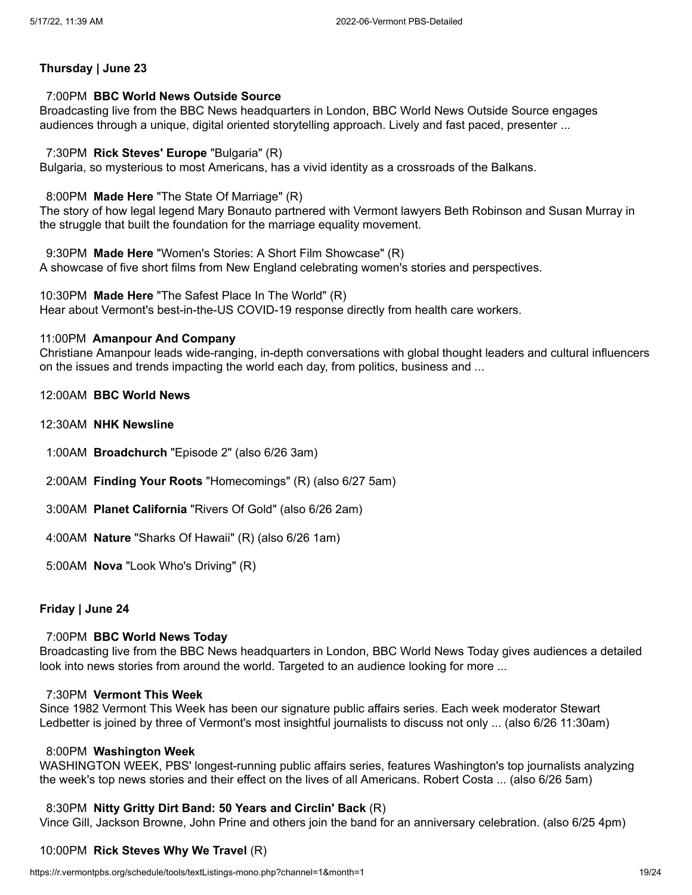**Thursday | June 23**

7:00PM **BBC World News Outside Source**
Broadcasting live from the BBC News headquarters in London, BBC World News Outside Source engages audiences through a unique, digital oriented storytelling approach. Lively and fast paced, presenter ...

7:30PM **Rick Steves' Europe** "Bulgaria" (R)
Bulgaria, so mysterious to most Americans, has a vivid identity as a crossroads of the Balkans.

8:00PM **Made Here** "The State Of Marriage" (R)
The story of how legal legend Mary Bonauto partnered with Vermont lawyers Beth Robinson and Susan Murray in the struggle that built the foundation for the marriage equality movement.

9:30PM **Made Here** "Women's Stories: A Short Film Showcase" (R)
A showcase of five short films from New England celebrating women's stories and perspectives.

10:30PM **Made Here** "The Safest Place In The World" (R)
Hear about Vermont's best-in-the-US COVID-19 response directly from health care workers.

11:00PM **Amanpour And Company**
Christiane Amanpour leads wide-ranging, in-depth conversations with global thought leaders and cultural influencers on the issues and trends impacting the world each day, from politics, business and ...

12:00AM **BBC World News**

12:30AM **NHK Newsline**

1:00AM **Broadchurch** "Episode 2" (also 6/26 3am)

2:00AM **Finding Your Roots** "Homecomings" (R) (also 6/27 5am)

3:00AM **Planet California** "Rivers Of Gold" (also 6/26 2am)

4:00AM **Nature** "Sharks Of Hawaii" (R) (also 6/26 1am)

5:00AM **Nova** "Look Who's Driving" (R)

**Friday | June 24**

7:00PM **BBC World News Today**
Broadcasting live from the BBC News headquarters in London, BBC World News Today gives audiences a detailed look into news stories from around the world. Targeted to an audience looking for more ...

7:30PM **Vermont This Week**
Since 1982 Vermont This Week has been our signature public affairs series. Each week moderator Stewart Ledbetter is joined by three of Vermont's most insightful journalists to discuss not only ... (also 6/26 11:30am)

8:00PM **Washington Week**
WASHINGTON WEEK, PBS' longest-running public affairs series, features Washington's top journalists analyzing the week's top news stories and their effect on the lives of all Americans. Robert Costa ... (also 6/26 5am)

8:30PM **Nitty Gritty Dirt Band: 50 Years and Circlin' Back** (R)
Vince Gill, Jackson Browne, John Prine and others join the band for an anniversary celebration. (also 6/25 4pm)

10:00PM **Rick Steves Why We Travel** (R)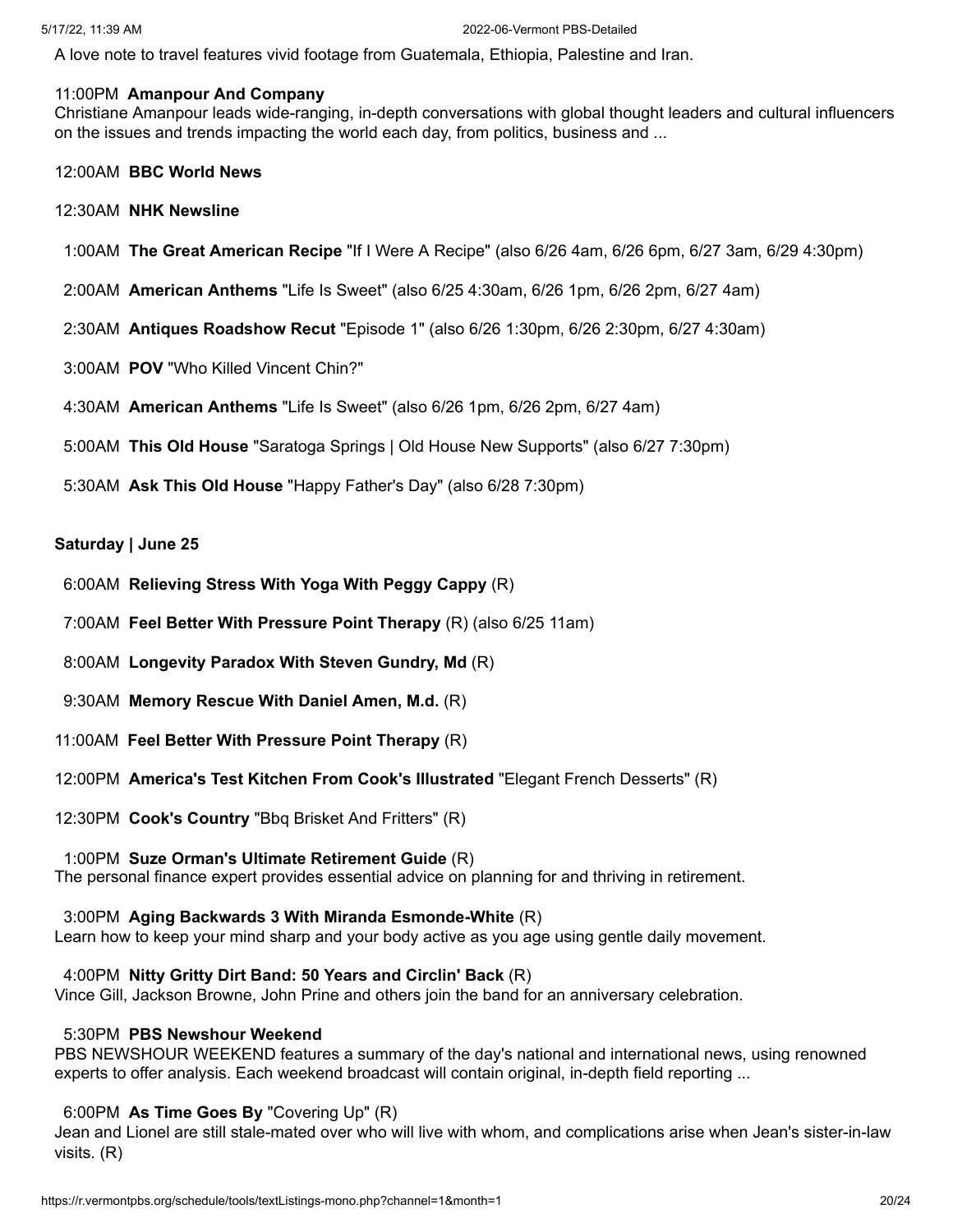A love note to travel features vivid footage from Guatemala, Ethiopia, Palestine and Iran.

11:00PM **Amanpour And Company**
Christiane Amanpour leads wide-ranging, in-depth conversations with global thought leaders and cultural influencers on the issues and trends impacting the world each day, from politics, business and ...

12:00AM **BBC World News**

12:30AM **NHK Newsline**

1:00AM **The Great American Recipe** "If I Were A Recipe" (also 6/26 4am, 6/26 6pm, 6/27 3am, 6/29 4:30pm)

2:00AM **American Anthems** "Life Is Sweet" (also 6/25 4:30am, 6/26 1pm, 6/26 2pm, 6/27 4am)

2:30AM **Antiques Roadshow Recut** "Episode 1" (also 6/26 1:30pm, 6/26 2:30pm, 6/27 4:30am)

3:00AM **POV** "Who Killed Vincent Chin?"

4:30AM **American Anthems** "Life Is Sweet" (also 6/26 1pm, 6/26 2pm, 6/27 4am)

5:00AM **This Old House** "Saratoga Springs | Old House New Supports" (also 6/27 7:30pm)

5:30AM **Ask This Old House** "Happy Father's Day" (also 6/28 7:30pm)

## Saturday | June 25

6:00AM **Relieving Stress With Yoga With Peggy Cappy** (R)

7:00AM **Feel Better With Pressure Point Therapy** (R) (also 6/25 11am)

8:00AM **Longevity Paradox With Steven Gundry, Md** (R)

9:30AM **Memory Rescue With Daniel Amen, M.d.** (R)

11:00AM **Feel Better With Pressure Point Therapy** (R)

12:00PM **America's Test Kitchen From Cook's Illustrated** "Elegant French Desserts" (R)

12:30PM **Cook's Country** "Bbq Brisket And Fritters" (R)

1:00PM **Suze Orman's Ultimate Retirement Guide** (R)
The personal finance expert provides essential advice on planning for and thriving in retirement.

3:00PM **Aging Backwards 3 With Miranda Esmonde-White** (R)
Learn how to keep your mind sharp and your body active as you age using gentle daily movement.

4:00PM **Nitty Gritty Dirt Band: 50 Years and Circlin' Back** (R)
Vince Gill, Jackson Browne, John Prine and others join the band for an anniversary celebration.

5:30PM **PBS Newshour Weekend**
PBS NEWSHOUR WEEKEND features a summary of the day's national and international news, using renowned experts to offer analysis. Each weekend broadcast will contain original, in-depth field reporting ...

6:00PM **As Time Goes By** "Covering Up" (R)
Jean and Lionel are still stale-mated over who will live with whom, and complications arise when Jean's sister-in-law visits. (R)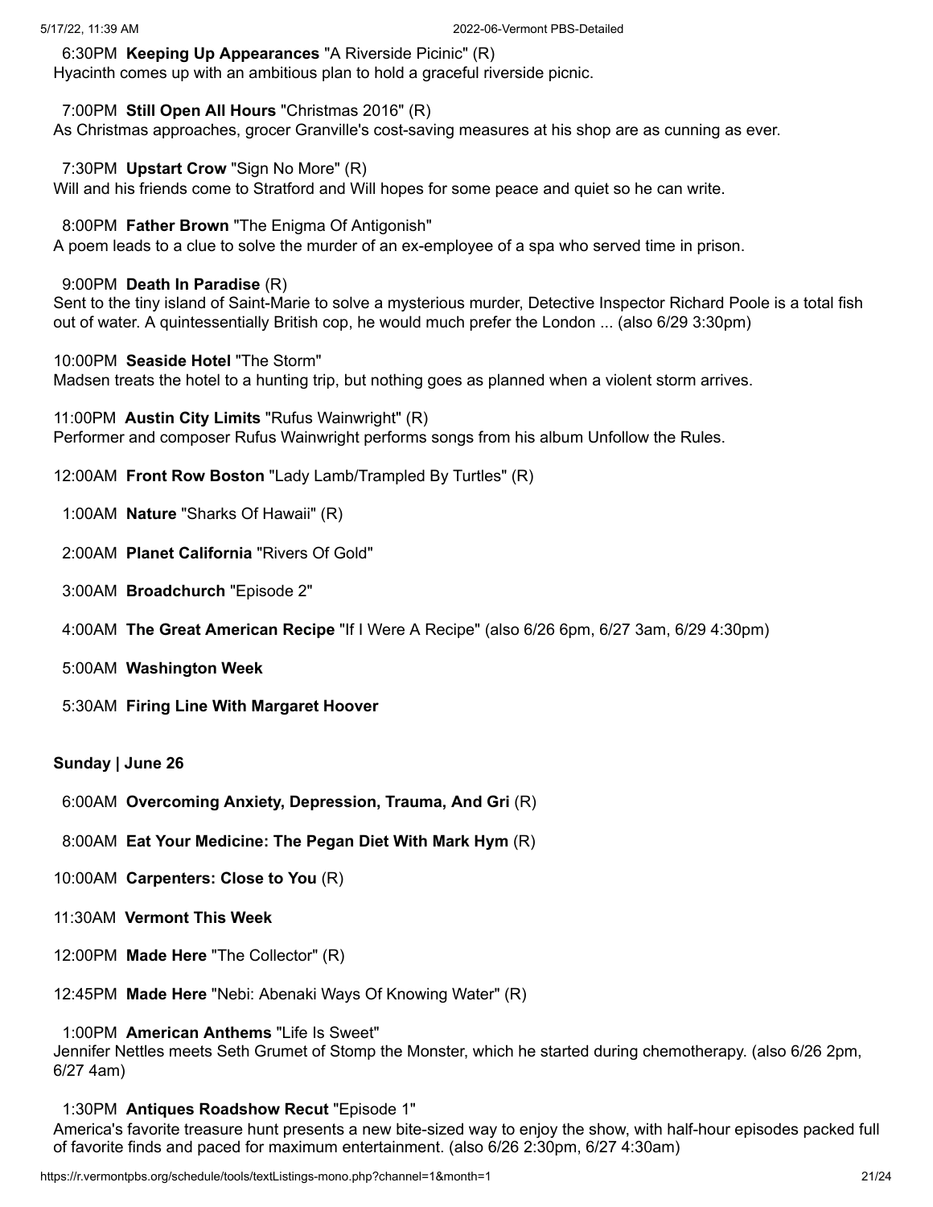6:30PM **Keeping Up Appearances** "A Riverside Picinic" (R)
Hyacinth comes up with an ambitious plan to hold a graceful riverside picnic.

7:00PM **Still Open All Hours** "Christmas 2016" (R)
As Christmas approaches, grocer Granville's cost-saving measures at his shop are as cunning as ever.

7:30PM **Upstart Crow** "Sign No More" (R)
Will and his friends come to Stratford and Will hopes for some peace and quiet so he can write.

8:00PM **Father Brown** "The Enigma Of Antigonish"
A poem leads to a clue to solve the murder of an ex-employee of a spa who served time in prison.

9:00PM **Death In Paradise** (R)
Sent to the tiny island of Saint-Marie to solve a mysterious murder, Detective Inspector Richard Poole is a total fish out of water. A quintessentially British cop, he would much prefer the London ... (also 6/29 3:30pm)

10:00PM **Seaside Hotel** "The Storm"
Madsen treats the hotel to a hunting trip, but nothing goes as planned when a violent storm arrives.

11:00PM **Austin City Limits** "Rufus Wainwright" (R)
Performer and composer Rufus Wainwright performs songs from his album Unfollow the Rules.

12:00AM **Front Row Boston** "Lady Lamb/Trampled By Turtles" (R)

1:00AM **Nature** "Sharks Of Hawaii" (R)

2:00AM **Planet California** "Rivers Of Gold"

3:00AM **Broadchurch** "Episode 2"

4:00AM **The Great American Recipe** "If I Were A Recipe" (also 6/26 6pm, 6/27 3am, 6/29 4:30pm)

5:00AM **Washington Week**

5:30AM **Firing Line With Margaret Hoover**

**Sunday | June 26**

6:00AM **Overcoming Anxiety, Depression, Trauma, And Gri** (R)

8:00AM **Eat Your Medicine: The Pegan Diet With Mark Hym** (R)

10:00AM **Carpenters: Close to You** (R)

11:30AM **Vermont This Week**

12:00PM **Made Here** "The Collector" (R)

12:45PM **Made Here** "Nebi: Abenaki Ways Of Knowing Water" (R)

1:00PM **American Anthems** "Life Is Sweet"
Jennifer Nettles meets Seth Grumet of Stomp the Monster, which he started during chemotherapy. (also 6/26 2pm, 6/27 4am)

1:30PM **Antiques Roadshow Recut** "Episode 1"
America's favorite treasure hunt presents a new bite-sized way to enjoy the show, with half-hour episodes packed full of favorite finds and paced for maximum entertainment. (also 6/26 2:30pm, 6/27 4:30am)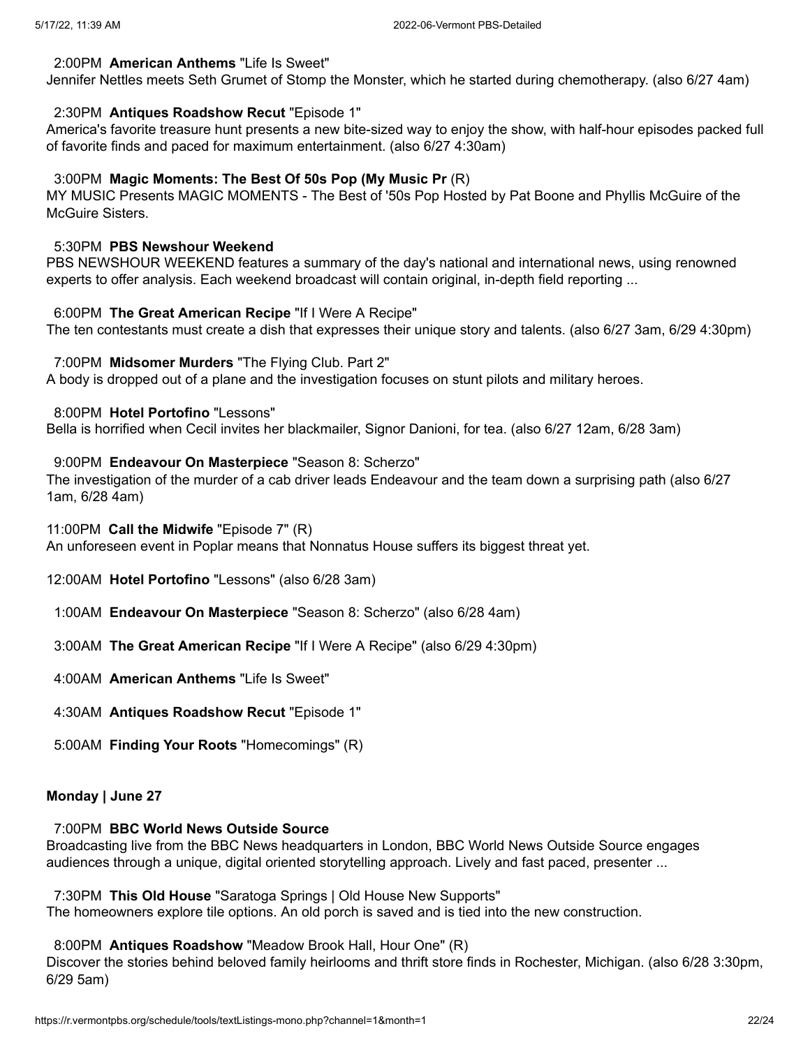2:00PM **American Anthems** "Life Is Sweet"
Jennifer Nettles meets Seth Grumet of Stomp the Monster, which he started during chemotherapy. (also 6/27 4am)

2:30PM **Antiques Roadshow Recut** "Episode 1"
America's favorite treasure hunt presents a new bite-sized way to enjoy the show, with half-hour episodes packed full of favorite finds and paced for maximum entertainment. (also 6/27 4:30am)

3:00PM **Magic Moments: The Best Of 50s Pop (My Music Pr** (R)
MY MUSIC Presents MAGIC MOMENTS - The Best of '50s Pop Hosted by Pat Boone and Phyllis McGuire of the McGuire Sisters.

5:30PM **PBS Newshour Weekend**
PBS NEWSHOUR WEEKEND features a summary of the day's national and international news, using renowned experts to offer analysis. Each weekend broadcast will contain original, in-depth field reporting ...

6:00PM **The Great American Recipe** "If I Were A Recipe"
The ten contestants must create a dish that expresses their unique story and talents. (also 6/27 3am, 6/29 4:30pm)

7:00PM **Midsomer Murders** "The Flying Club. Part 2"
A body is dropped out of a plane and the investigation focuses on stunt pilots and military heroes.

8:00PM **Hotel Portofino** "Lessons"
Bella is horrified when Cecil invites her blackmailer, Signor Danioni, for tea. (also 6/27 12am, 6/28 3am)

9:00PM **Endeavour On Masterpiece** "Season 8: Scherzo"
The investigation of the murder of a cab driver leads Endeavour and the team down a surprising path (also 6/27 1am, 6/28 4am)

11:00PM **Call the Midwife** "Episode 7" (R)
An unforeseen event in Poplar means that Nonnatus House suffers its biggest threat yet.

12:00AM **Hotel Portofino** "Lessons" (also 6/28 3am)

1:00AM **Endeavour On Masterpiece** "Season 8: Scherzo" (also 6/28 4am)

3:00AM **The Great American Recipe** "If I Were A Recipe" (also 6/29 4:30pm)

4:00AM **American Anthems** "Life Is Sweet"

4:30AM **Antiques Roadshow Recut** "Episode 1"

5:00AM **Finding Your Roots** "Homecomings" (R)

**Monday | June 27**

7:00PM **BBC World News Outside Source**
Broadcasting live from the BBC News headquarters in London, BBC World News Outside Source engages audiences through a unique, digital oriented storytelling approach. Lively and fast paced, presenter ...

7:30PM **This Old House** "Saratoga Springs | Old House New Supports"
The homeowners explore tile options. An old porch is saved and is tied into the new construction.

8:00PM **Antiques Roadshow** "Meadow Brook Hall, Hour One" (R)
Discover the stories behind beloved family heirlooms and thrift store finds in Rochester, Michigan. (also 6/28 3:30pm, 6/29 5am)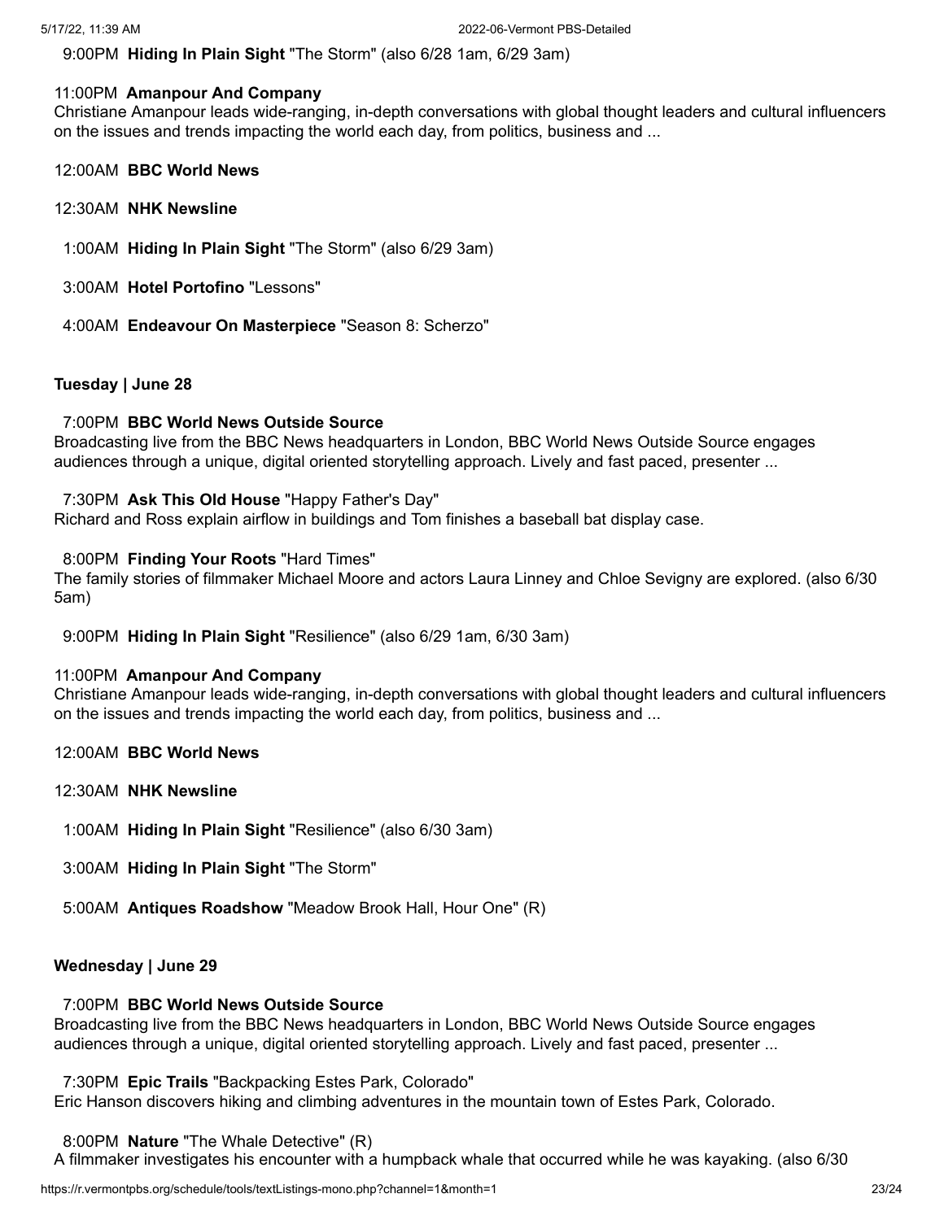9:00PM **Hiding In Plain Sight** "The Storm" (also 6/28 1am, 6/29 3am)

11:00PM **Amanpour And Company**
Christiane Amanpour leads wide-ranging, in-depth conversations with global thought leaders and cultural influencers on the issues and trends impacting the world each day, from politics, business and ...

12:00AM **BBC World News**

12:30AM **NHK Newsline**

1:00AM **Hiding In Plain Sight** "The Storm" (also 6/29 3am)

3:00AM **Hotel Portofino** "Lessons"

4:00AM **Endeavour On Masterpiece** "Season 8: Scherzo"

**Tuesday | June 28**

7:00PM **BBC World News Outside Source**
Broadcasting live from the BBC News headquarters in London, BBC World News Outside Source engages audiences through a unique, digital oriented storytelling approach. Lively and fast paced, presenter ...

7:30PM **Ask This Old House** "Happy Father's Day"
Richard and Ross explain airflow in buildings and Tom finishes a baseball bat display case.

8:00PM **Finding Your Roots** "Hard Times"
The family stories of filmmaker Michael Moore and actors Laura Linney and Chloe Sevigny are explored. (also 6/30 5am)

9:00PM **Hiding In Plain Sight** "Resilience" (also 6/29 1am, 6/30 3am)

11:00PM **Amanpour And Company**
Christiane Amanpour leads wide-ranging, in-depth conversations with global thought leaders and cultural influencers on the issues and trends impacting the world each day, from politics, business and ...

12:00AM **BBC World News**

12:30AM **NHK Newsline**

1:00AM **Hiding In Plain Sight** "Resilience" (also 6/30 3am)

3:00AM **Hiding In Plain Sight** "The Storm"

5:00AM **Antiques Roadshow** "Meadow Brook Hall, Hour One" (R)

**Wednesday | June 29**

7:00PM **BBC World News Outside Source**
Broadcasting live from the BBC News headquarters in London, BBC World News Outside Source engages audiences through a unique, digital oriented storytelling approach. Lively and fast paced, presenter ...

7:30PM **Epic Trails** "Backpacking Estes Park, Colorado"
Eric Hanson discovers hiking and climbing adventures in the mountain town of Estes Park, Colorado.

8:00PM **Nature** "The Whale Detective" (R)
A filmmaker investigates his encounter with a humpback whale that occurred while he was kayaking. (also 6/30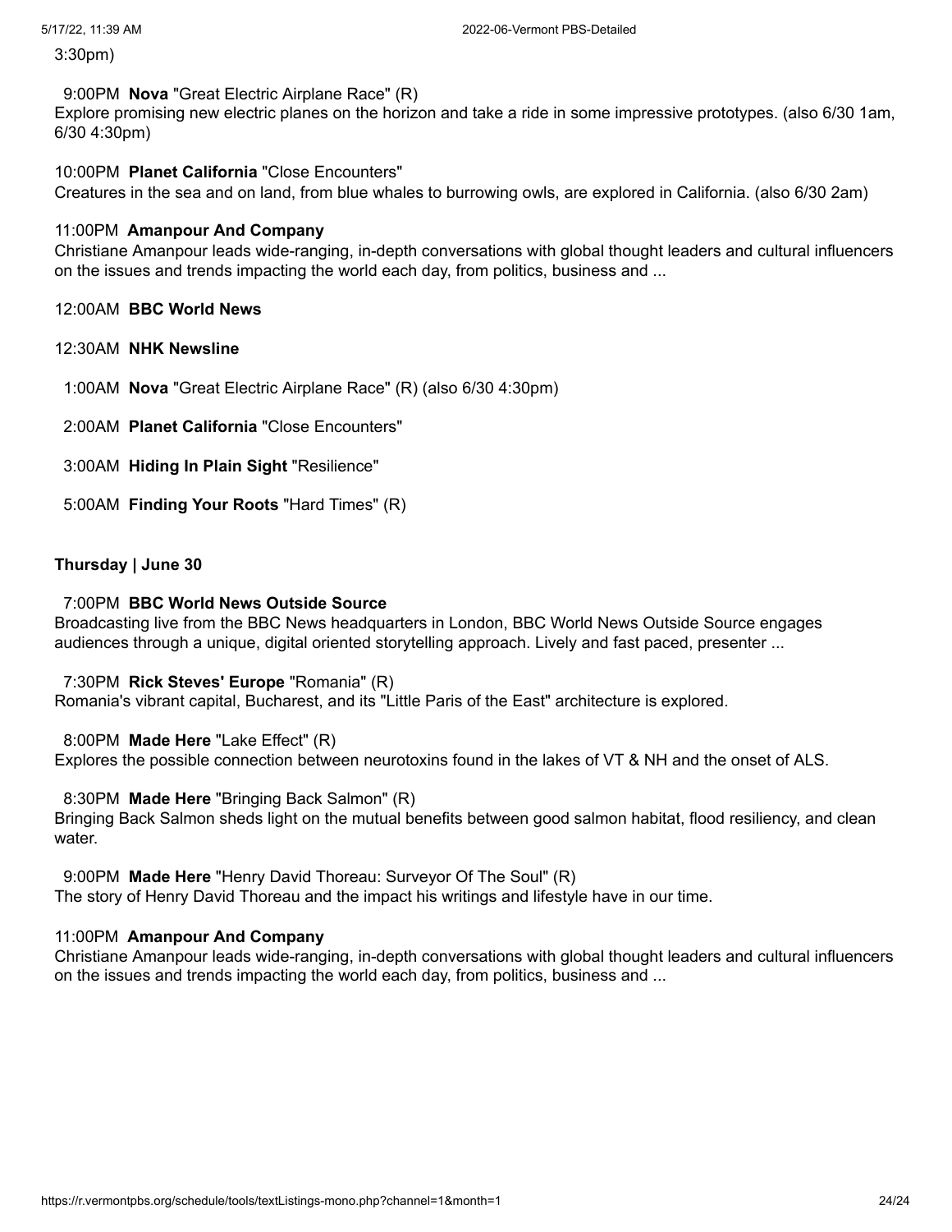3:30pm)

9:00PM **Nova** "Great Electric Airplane Race" (R)
Explore promising new electric planes on the horizon and take a ride in some impressive prototypes. (also 6/30 1am, 6/30 4:30pm)

10:00PM **Planet California** "Close Encounters"
Creatures in the sea and on land, from blue whales to burrowing owls, are explored in California. (also 6/30 2am)

11:00PM **Amanpour And Company**
Christiane Amanpour leads wide-ranging, in-depth conversations with global thought leaders and cultural influencers on the issues and trends impacting the world each day, from politics, business and ...

12:00AM **BBC World News**

12:30AM **NHK Newsline**

1:00AM **Nova** "Great Electric Airplane Race" (R) (also 6/30 4:30pm)

2:00AM **Planet California** "Close Encounters"

3:00AM **Hiding In Plain Sight** "Resilience"

5:00AM **Finding Your Roots** "Hard Times" (R)

**Thursday | June 30**

7:00PM **BBC World News Outside Source**
Broadcasting live from the BBC News headquarters in London, BBC World News Outside Source engages audiences through a unique, digital oriented storytelling approach. Lively and fast paced, presenter ...

7:30PM **Rick Steves' Europe** "Romania" (R)
Romania's vibrant capital, Bucharest, and its "Little Paris of the East" architecture is explored.

8:00PM **Made Here** "Lake Effect" (R)
Explores the possible connection between neurotoxins found in the lakes of VT & NH and the onset of ALS.

8:30PM **Made Here** "Bringing Back Salmon" (R)
Bringing Back Salmon sheds light on the mutual benefits between good salmon habitat, flood resiliency, and clean water.

9:00PM **Made Here** "Henry David Thoreau: Surveyor Of The Soul" (R)
The story of Henry David Thoreau and the impact his writings and lifestyle have in our time.

11:00PM **Amanpour And Company**
Christiane Amanpour leads wide-ranging, in-depth conversations with global thought leaders and cultural influencers on the issues and trends impacting the world each day, from politics, business and ...